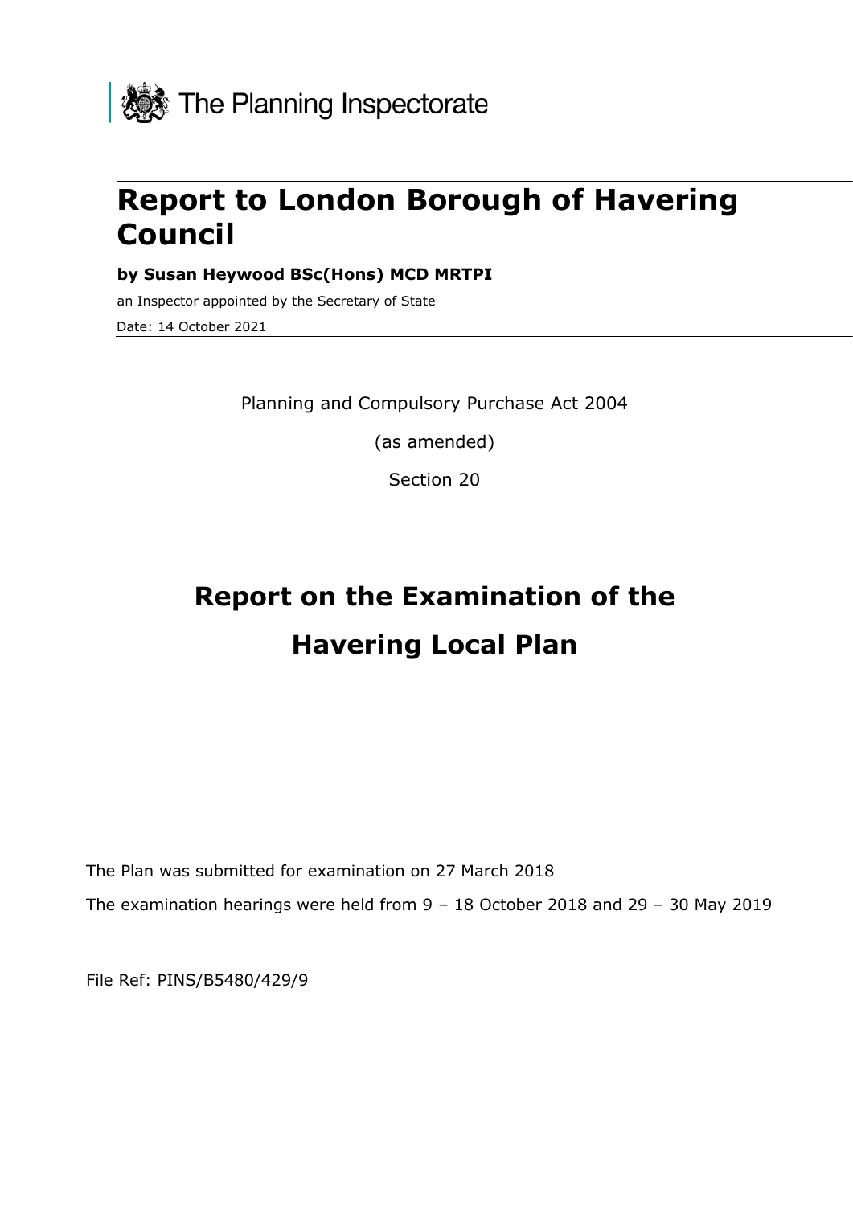The Planning Inspectorate

# Report to London Borough of Havering Council

**by Susan Heywood BSc(Hons) MCD MRTPI**

an Inspector appointed by the Secretary of State

Date: 14 October 2021

Planning and Compulsory Purchase Act 2004

(as amended)

Section 20

# Report on the Examination of the Havering Local Plan

The Plan was submitted for examination on 27 March 2018

The examination hearings were held from 9 – 18 October 2018 and 29 – 30 May 2019

File Ref: PINS/B5480/429/9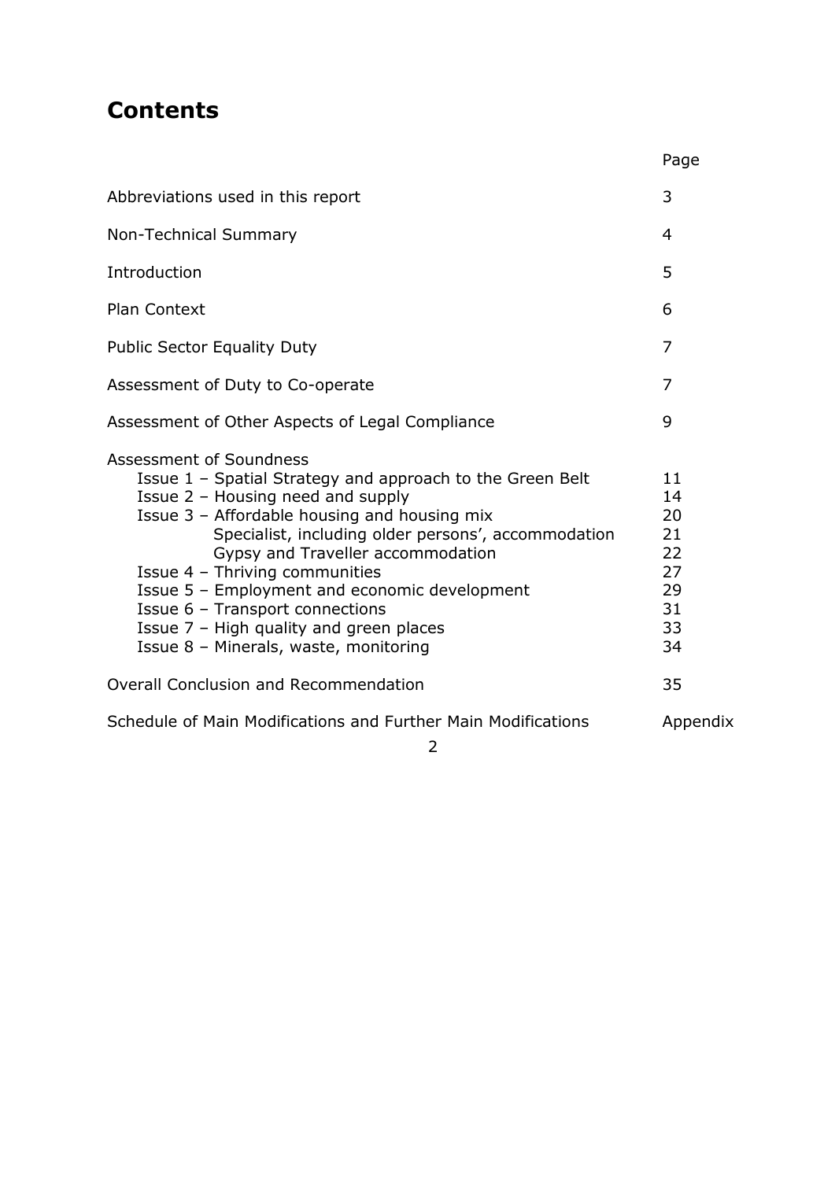## Contents

| | Page |
|---|---|
| Abbreviations used in this report | 3 |
| Non-Technical Summary | 4 |
| Introduction | 5 |
| Plan Context | 6 |
| Public Sector Equality Duty | 7 |
| Assessment of Duty to Co-operate | 7 |
| Assessment of Other Aspects of Legal Compliance | 9 |
| Assessment of Soundness | |
| Issue 1 – Spatial Strategy and approach to the Green Belt | 11 |
| Issue 2 – Housing need and supply | 14 |
| Issue 3 – Affordable housing and housing mix | 20 |
| Specialist, including older persons', accommodation | 21 |
| Gypsy and Traveller accommodation | 22 |
| Issue 4 – Thriving communities | 27 |
| Issue 5 – Employment and economic development | 29 |
| Issue 6 – Transport connections | 31 |
| Issue 7 – High quality and green places | 33 |
| Issue 8 – Minerals, waste, monitoring | 34 |
| Overall Conclusion and Recommendation | 35 |
| Schedule of Main Modifications and Further Main Modifications | Appendix |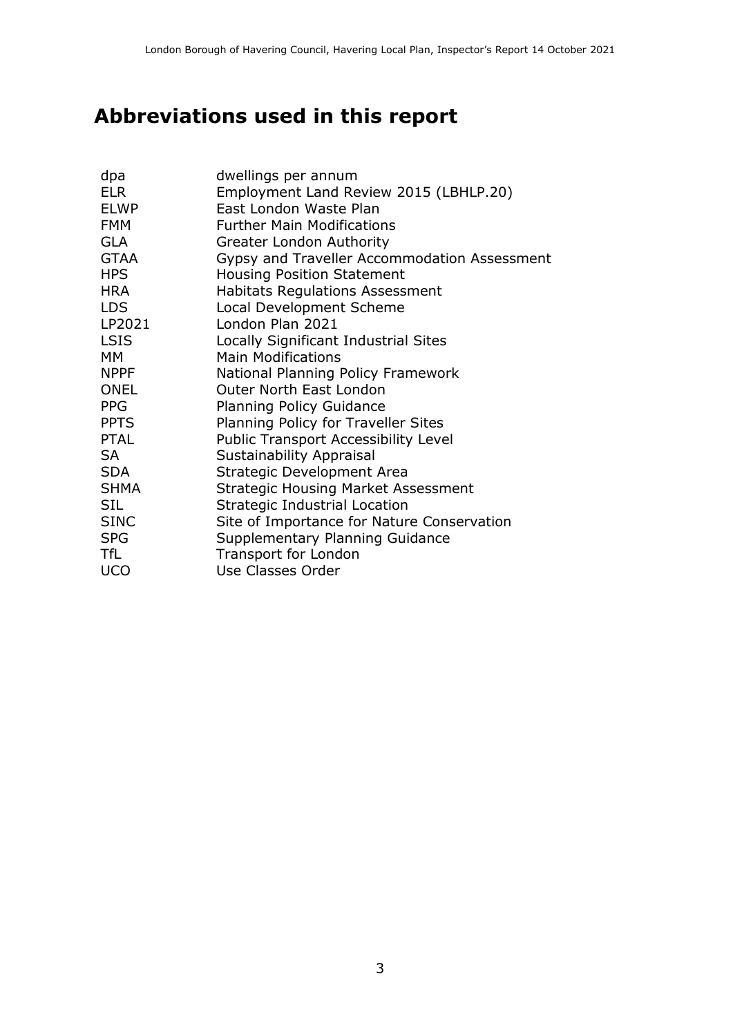# Abbreviations used in this report

| | |
|---|---|
| dpa | dwellings per annum |
| ELR | Employment Land Review 2015 (LBHLP.20) |
| ELWP | East London Waste Plan |
| FMM | Further Main Modifications |
| GLA | Greater London Authority |
| GTAA | Gypsy and Traveller Accommodation Assessment |
| HPS | Housing Position Statement |
| HRA | Habitats Regulations Assessment |
| LDS | Local Development Scheme |
| LP2021 | London Plan 2021 |
| LSIS | Locally Significant Industrial Sites |
| MM | Main Modifications |
| NPPF | National Planning Policy Framework |
| ONEL | Outer North East London |
| PPG | Planning Policy Guidance |
| PPTS | Planning Policy for Traveller Sites |
| PTAL | Public Transport Accessibility Level |
| SA | Sustainability Appraisal |
| SDA | Strategic Development Area |
| SHMA | Strategic Housing Market Assessment |
| SIL | Strategic Industrial Location |
| SINC | Site of Importance for Nature Conservation |
| SPG | Supplementary Planning Guidance |
| TfL | Transport for London |
| UCO | Use Classes Order |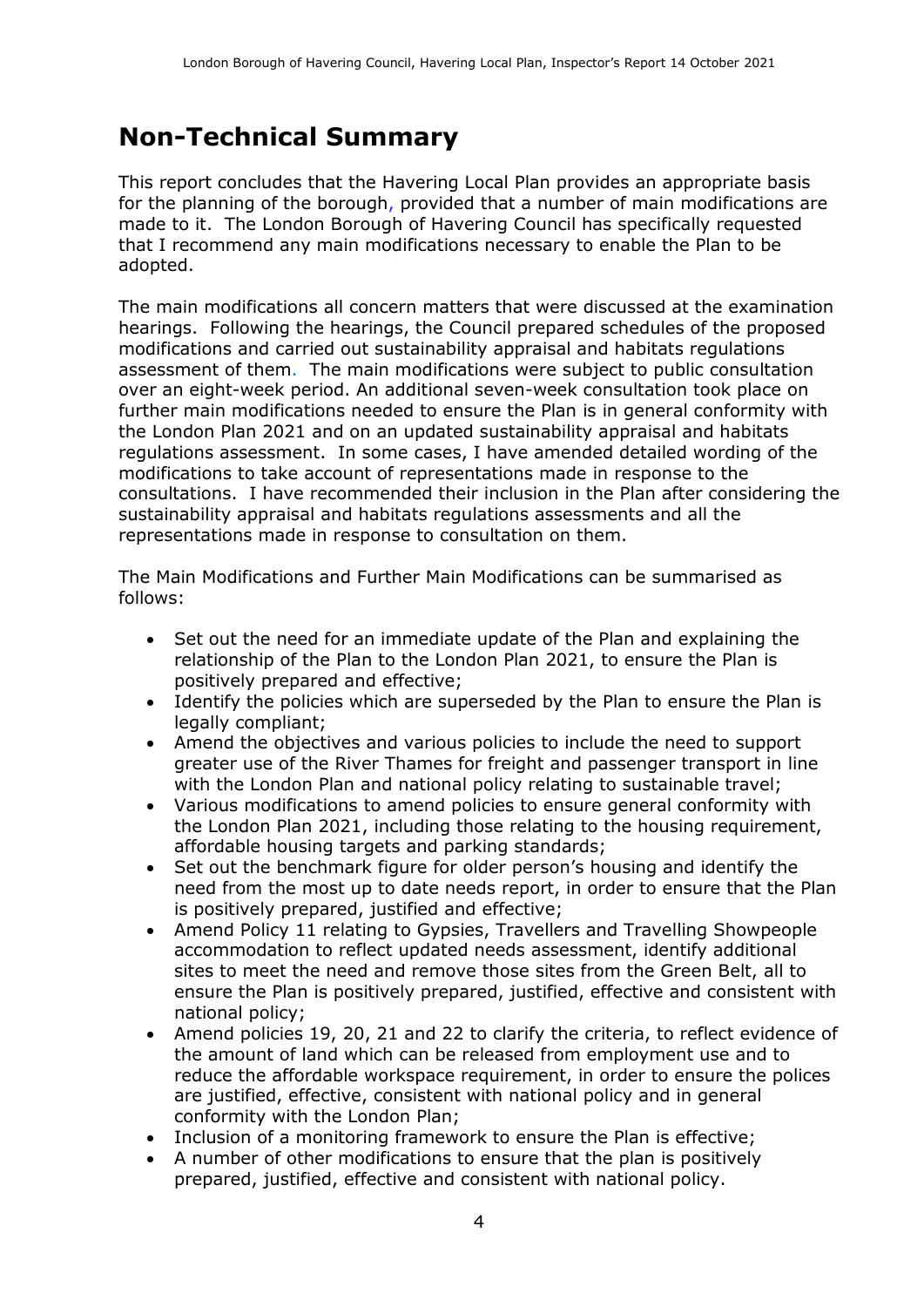# Non-Technical Summary

This report concludes that the Havering Local Plan provides an appropriate basis for the planning of the borough, provided that a number of main modifications are made to it. The London Borough of Havering Council has specifically requested that I recommend any main modifications necessary to enable the Plan to be adopted.

The main modifications all concern matters that were discussed at the examination hearings. Following the hearings, the Council prepared schedules of the proposed modifications and carried out sustainability appraisal and habitats regulations assessment of them. The main modifications were subject to public consultation over an eight-week period. An additional seven-week consultation took place on further main modifications needed to ensure the Plan is in general conformity with the London Plan 2021 and on an updated sustainability appraisal and habitats regulations assessment. In some cases, I have amended detailed wording of the modifications to take account of representations made in response to the consultations. I have recommended their inclusion in the Plan after considering the sustainability appraisal and habitats regulations assessments and all the representations made in response to consultation on them.

The Main Modifications and Further Main Modifications can be summarised as follows:

- Set out the need for an immediate update of the Plan and explaining the relationship of the Plan to the London Plan 2021, to ensure the Plan is positively prepared and effective;
- Identify the policies which are superseded by the Plan to ensure the Plan is legally compliant;
- Amend the objectives and various policies to include the need to support greater use of the River Thames for freight and passenger transport in line with the London Plan and national policy relating to sustainable travel;
- Various modifications to amend policies to ensure general conformity with the London Plan 2021, including those relating to the housing requirement, affordable housing targets and parking standards;
- Set out the benchmark figure for older person's housing and identify the need from the most up to date needs report, in order to ensure that the Plan is positively prepared, justified and effective;
- Amend Policy 11 relating to Gypsies, Travellers and Travelling Showpeople accommodation to reflect updated needs assessment, identify additional sites to meet the need and remove those sites from the Green Belt, all to ensure the Plan is positively prepared, justified, effective and consistent with national policy;
- Amend policies 19, 20, 21 and 22 to clarify the criteria, to reflect evidence of the amount of land which can be released from employment use and to reduce the affordable workspace requirement, in order to ensure the polices are justified, effective, consistent with national policy and in general conformity with the London Plan;
- Inclusion of a monitoring framework to ensure the Plan is effective;
- A number of other modifications to ensure that the plan is positively prepared, justified, effective and consistent with national policy.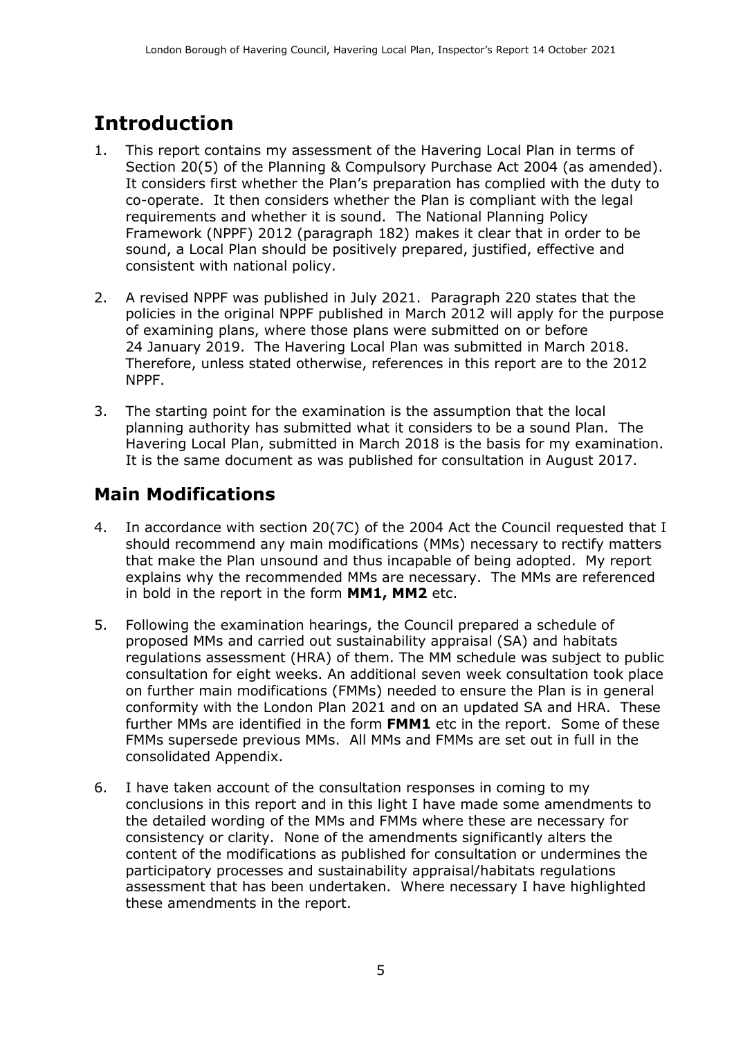# Introduction

1. This report contains my assessment of the Havering Local Plan in terms of Section 20(5) of the Planning & Compulsory Purchase Act 2004 (as amended). It considers first whether the Plan's preparation has complied with the duty to co-operate. It then considers whether the Plan is compliant with the legal requirements and whether it is sound. The National Planning Policy Framework (NPPF) 2012 (paragraph 182) makes it clear that in order to be sound, a Local Plan should be positively prepared, justified, effective and consistent with national policy.

2. A revised NPPF was published in July 2021. Paragraph 220 states that the policies in the original NPPF published in March 2012 will apply for the purpose of examining plans, where those plans were submitted on or before 24 January 2019. The Havering Local Plan was submitted in March 2018. Therefore, unless stated otherwise, references in this report are to the 2012 NPPF.

3. The starting point for the examination is the assumption that the local planning authority has submitted what it considers to be a sound Plan. The Havering Local Plan, submitted in March 2018 is the basis for my examination. It is the same document as was published for consultation in August 2017.

## Main Modifications

4. In accordance with section 20(7C) of the 2004 Act the Council requested that I should recommend any main modifications (MMs) necessary to rectify matters that make the Plan unsound and thus incapable of being adopted. My report explains why the recommended MMs are necessary. The MMs are referenced in bold in the report in the form **MM1, MM2** etc.

5. Following the examination hearings, the Council prepared a schedule of proposed MMs and carried out sustainability appraisal (SA) and habitats regulations assessment (HRA) of them. The MM schedule was subject to public consultation for eight weeks. An additional seven week consultation took place on further main modifications (FMMs) needed to ensure the Plan is in general conformity with the London Plan 2021 and on an updated SA and HRA. These further MMs are identified in the form **FMM1** etc in the report. Some of these FMMs supersede previous MMs. All MMs and FMMs are set out in full in the consolidated Appendix.

6. I have taken account of the consultation responses in coming to my conclusions in this report and in this light I have made some amendments to the detailed wording of the MMs and FMMs where these are necessary for consistency or clarity. None of the amendments significantly alters the content of the modifications as published for consultation or undermines the participatory processes and sustainability appraisal/habitats regulations assessment that has been undertaken. Where necessary I have highlighted these amendments in the report.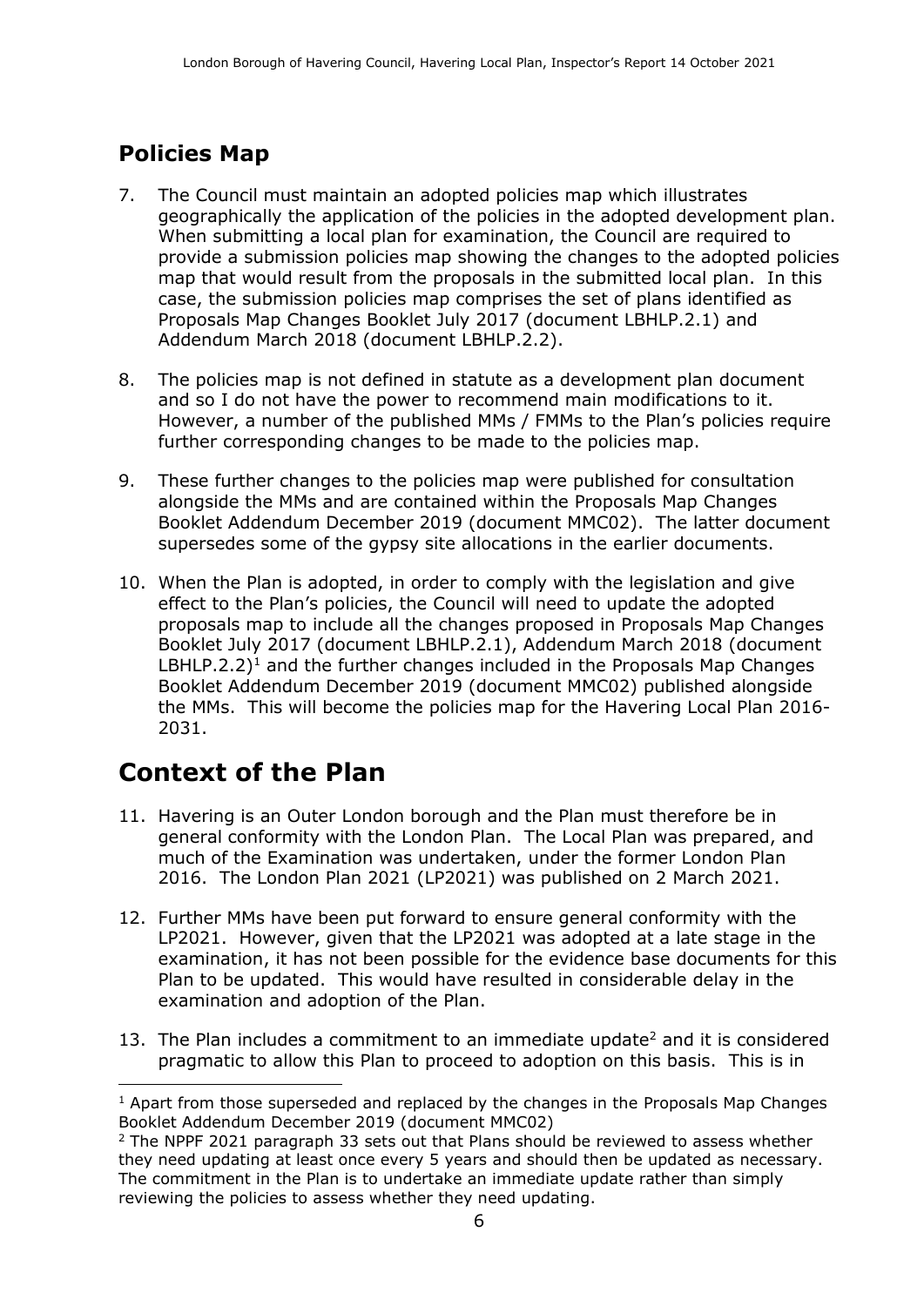## Policies Map

7. The Council must maintain an adopted policies map which illustrates geographically the application of the policies in the adopted development plan. When submitting a local plan for examination, the Council are required to provide a submission policies map showing the changes to the adopted policies map that would result from the proposals in the submitted local plan. In this case, the submission policies map comprises the set of plans identified as Proposals Map Changes Booklet July 2017 (document LBHLP.2.1) and Addendum March 2018 (document LBHLP.2.2).

8. The policies map is not defined in statute as a development plan document and so I do not have the power to recommend main modifications to it. However, a number of the published MMs / FMMs to the Plan's policies require further corresponding changes to be made to the policies map.

9. These further changes to the policies map were published for consultation alongside the MMs and are contained within the Proposals Map Changes Booklet Addendum December 2019 (document MMC02). The latter document supersedes some of the gypsy site allocations in the earlier documents.

10. When the Plan is adopted, in order to comply with the legislation and give effect to the Plan's policies, the Council will need to update the adopted proposals map to include all the changes proposed in Proposals Map Changes Booklet July 2017 (document LBHLP.2.1), Addendum March 2018 (document LBHLP.2.2)[1] and the further changes included in the Proposals Map Changes Booklet Addendum December 2019 (document MMC02) published alongside the MMs. This will become the policies map for the Havering Local Plan 2016-2031.

# Context of the Plan

11. Havering is an Outer London borough and the Plan must therefore be in general conformity with the London Plan. The Local Plan was prepared, and much of the Examination was undertaken, under the former London Plan 2016. The London Plan 2021 (LP2021) was published on 2 March 2021.

12. Further MMs have been put forward to ensure general conformity with the LP2021. However, given that the LP2021 was adopted at a late stage in the examination, it has not been possible for the evidence base documents for this Plan to be updated. This would have resulted in considerable delay in the examination and adoption of the Plan.

13. The Plan includes a commitment to an immediate update[2] and it is considered pragmatic to allow this Plan to proceed to adoption on this basis. This is in

---

[1] Apart from those superseded and replaced by the changes in the Proposals Map Changes Booklet Addendum December 2019 (document MMC02)

[2] The NPPF 2021 paragraph 33 sets out that Plans should be reviewed to assess whether they need updating at least once every 5 years and should then be updated as necessary. The commitment in the Plan is to undertake an immediate update rather than simply reviewing the policies to assess whether they need updating.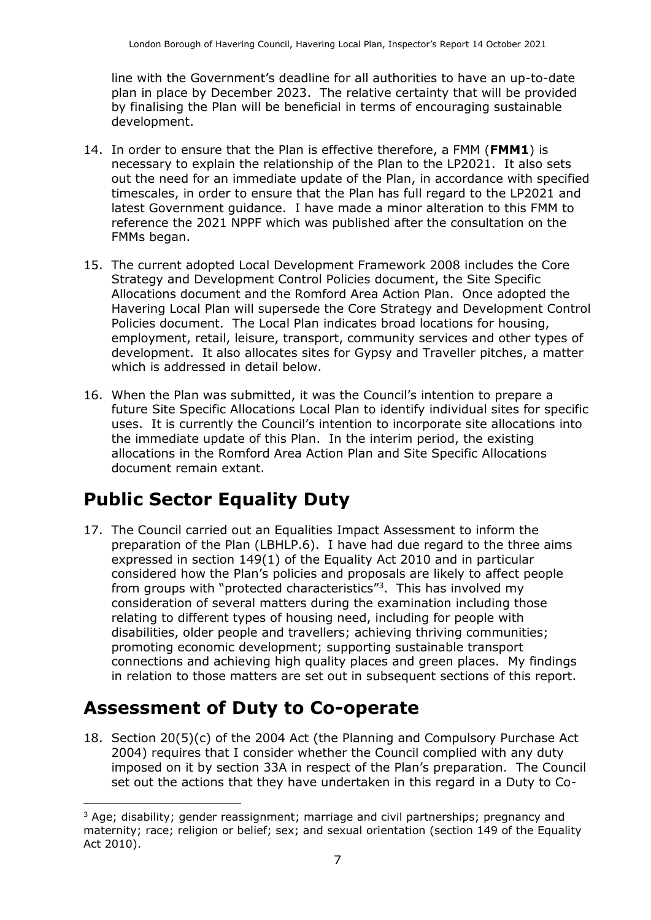line with the Government's deadline for all authorities to have an up-to-date plan in place by December 2023. The relative certainty that will be provided by finalising the Plan will be beneficial in terms of encouraging sustainable development.

14. In order to ensure that the Plan is effective therefore, a FMM (**FMM1**) is necessary to explain the relationship of the Plan to the LP2021. It also sets out the need for an immediate update of the Plan, in accordance with specified timescales, in order to ensure that the Plan has full regard to the LP2021 and latest Government guidance. I have made a minor alteration to this FMM to reference the 2021 NPPF which was published after the consultation on the FMMs began.

15. The current adopted Local Development Framework 2008 includes the Core Strategy and Development Control Policies document, the Site Specific Allocations document and the Romford Area Action Plan. Once adopted the Havering Local Plan will supersede the Core Strategy and Development Control Policies document. The Local Plan indicates broad locations for housing, employment, retail, leisure, transport, community services and other types of development. It also allocates sites for Gypsy and Traveller pitches, a matter which is addressed in detail below.

16. When the Plan was submitted, it was the Council's intention to prepare a future Site Specific Allocations Local Plan to identify individual sites for specific uses. It is currently the Council's intention to incorporate site allocations into the immediate update of this Plan. In the interim period, the existing allocations in the Romford Area Action Plan and Site Specific Allocations document remain extant.

# Public Sector Equality Duty

17. The Council carried out an Equalities Impact Assessment to inform the preparation of the Plan (LBHLP.6). I have had due regard to the three aims expressed in section 149(1) of the Equality Act 2010 and in particular considered how the Plan's policies and proposals are likely to affect people from groups with "protected characteristics"[3]. This has involved my consideration of several matters during the examination including those relating to different types of housing need, including for people with disabilities, older people and travellers; achieving thriving communities; promoting economic development; supporting sustainable transport connections and achieving high quality places and green places. My findings in relation to those matters are set out in subsequent sections of this report.

# Assessment of Duty to Co-operate

18. Section 20(5)(c) of the 2004 Act (the Planning and Compulsory Purchase Act 2004) requires that I consider whether the Council complied with any duty imposed on it by section 33A in respect of the Plan's preparation. The Council set out the actions that they have undertaken in this regard in a Duty to Co-

---

[3] Age; disability; gender reassignment; marriage and civil partnerships; pregnancy and maternity; race; religion or belief; sex; and sexual orientation (section 149 of the Equality Act 2010).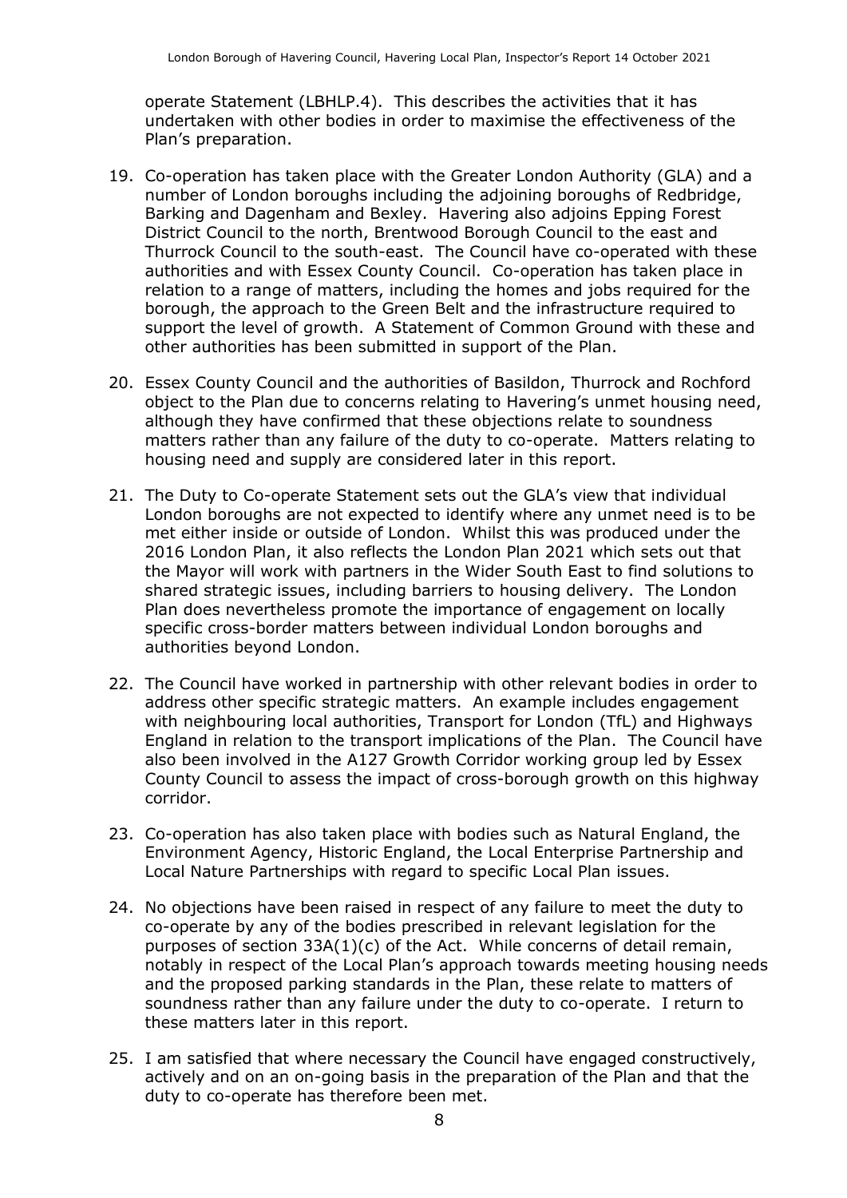operate Statement (LBHLP.4). This describes the activities that it has undertaken with other bodies in order to maximise the effectiveness of the Plan's preparation.

19. Co-operation has taken place with the Greater London Authority (GLA) and a number of London boroughs including the adjoining boroughs of Redbridge, Barking and Dagenham and Bexley. Havering also adjoins Epping Forest District Council to the north, Brentwood Borough Council to the east and Thurrock Council to the south-east. The Council have co-operated with these authorities and with Essex County Council. Co-operation has taken place in relation to a range of matters, including the homes and jobs required for the borough, the approach to the Green Belt and the infrastructure required to support the level of growth. A Statement of Common Ground with these and other authorities has been submitted in support of the Plan.

20. Essex County Council and the authorities of Basildon, Thurrock and Rochford object to the Plan due to concerns relating to Havering's unmet housing need, although they have confirmed that these objections relate to soundness matters rather than any failure of the duty to co-operate. Matters relating to housing need and supply are considered later in this report.

21. The Duty to Co-operate Statement sets out the GLA's view that individual London boroughs are not expected to identify where any unmet need is to be met either inside or outside of London. Whilst this was produced under the 2016 London Plan, it also reflects the London Plan 2021 which sets out that the Mayor will work with partners in the Wider South East to find solutions to shared strategic issues, including barriers to housing delivery. The London Plan does nevertheless promote the importance of engagement on locally specific cross-border matters between individual London boroughs and authorities beyond London.

22. The Council have worked in partnership with other relevant bodies in order to address other specific strategic matters. An example includes engagement with neighbouring local authorities, Transport for London (TfL) and Highways England in relation to the transport implications of the Plan. The Council have also been involved in the A127 Growth Corridor working group led by Essex County Council to assess the impact of cross-borough growth on this highway corridor.

23. Co-operation has also taken place with bodies such as Natural England, the Environment Agency, Historic England, the Local Enterprise Partnership and Local Nature Partnerships with regard to specific Local Plan issues.

24. No objections have been raised in respect of any failure to meet the duty to co-operate by any of the bodies prescribed in relevant legislation for the purposes of section 33A(1)(c) of the Act. While concerns of detail remain, notably in respect of the Local Plan's approach towards meeting housing needs and the proposed parking standards in the Plan, these relate to matters of soundness rather than any failure under the duty to co-operate. I return to these matters later in this report.

25. I am satisfied that where necessary the Council have engaged constructively, actively and on an on-going basis in the preparation of the Plan and that the duty to co-operate has therefore been met.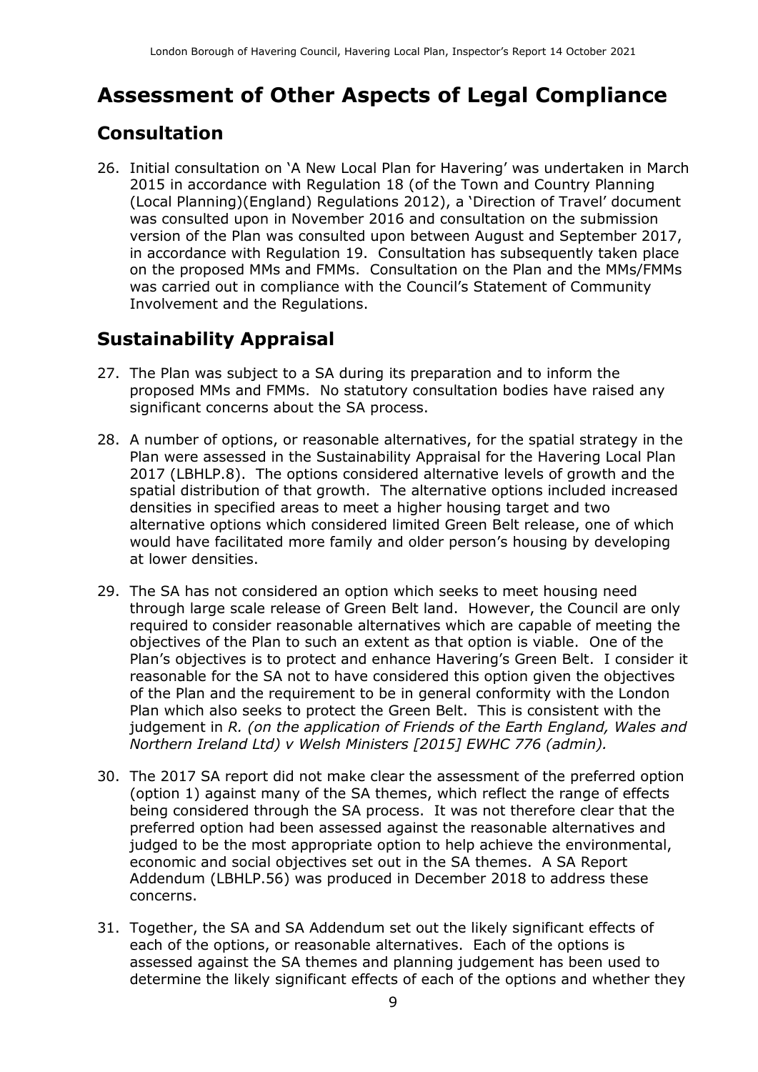# Assessment of Other Aspects of Legal Compliance

## Consultation

26. Initial consultation on 'A New Local Plan for Havering' was undertaken in March 2015 in accordance with Regulation 18 (of the Town and Country Planning (Local Planning)(England) Regulations 2012), a 'Direction of Travel' document was consulted upon in November 2016 and consultation on the submission version of the Plan was consulted upon between August and September 2017, in accordance with Regulation 19. Consultation has subsequently taken place on the proposed MMs and FMMs. Consultation on the Plan and the MMs/FMMs was carried out in compliance with the Council's Statement of Community Involvement and the Regulations.

## Sustainability Appraisal

27. The Plan was subject to a SA during its preparation and to inform the proposed MMs and FMMs. No statutory consultation bodies have raised any significant concerns about the SA process.

28. A number of options, or reasonable alternatives, for the spatial strategy in the Plan were assessed in the Sustainability Appraisal for the Havering Local Plan 2017 (LBHLP.8). The options considered alternative levels of growth and the spatial distribution of that growth. The alternative options included increased densities in specified areas to meet a higher housing target and two alternative options which considered limited Green Belt release, one of which would have facilitated more family and older person's housing by developing at lower densities.

29. The SA has not considered an option which seeks to meet housing need through large scale release of Green Belt land. However, the Council are only required to consider reasonable alternatives which are capable of meeting the objectives of the Plan to such an extent as that option is viable. One of the Plan's objectives is to protect and enhance Havering's Green Belt. I consider it reasonable for the SA not to have considered this option given the objectives of the Plan and the requirement to be in general conformity with the London Plan which also seeks to protect the Green Belt. This is consistent with the judgement in *R. (on the application of Friends of the Earth England, Wales and Northern Ireland Ltd) v Welsh Ministers [2015] EWHC 776 (admin).*

30. The 2017 SA report did not make clear the assessment of the preferred option (option 1) against many of the SA themes, which reflect the range of effects being considered through the SA process. It was not therefore clear that the preferred option had been assessed against the reasonable alternatives and judged to be the most appropriate option to help achieve the environmental, economic and social objectives set out in the SA themes. A SA Report Addendum (LBHLP.56) was produced in December 2018 to address these concerns.

31. Together, the SA and SA Addendum set out the likely significant effects of each of the options, or reasonable alternatives. Each of the options is assessed against the SA themes and planning judgement has been used to determine the likely significant effects of each of the options and whether they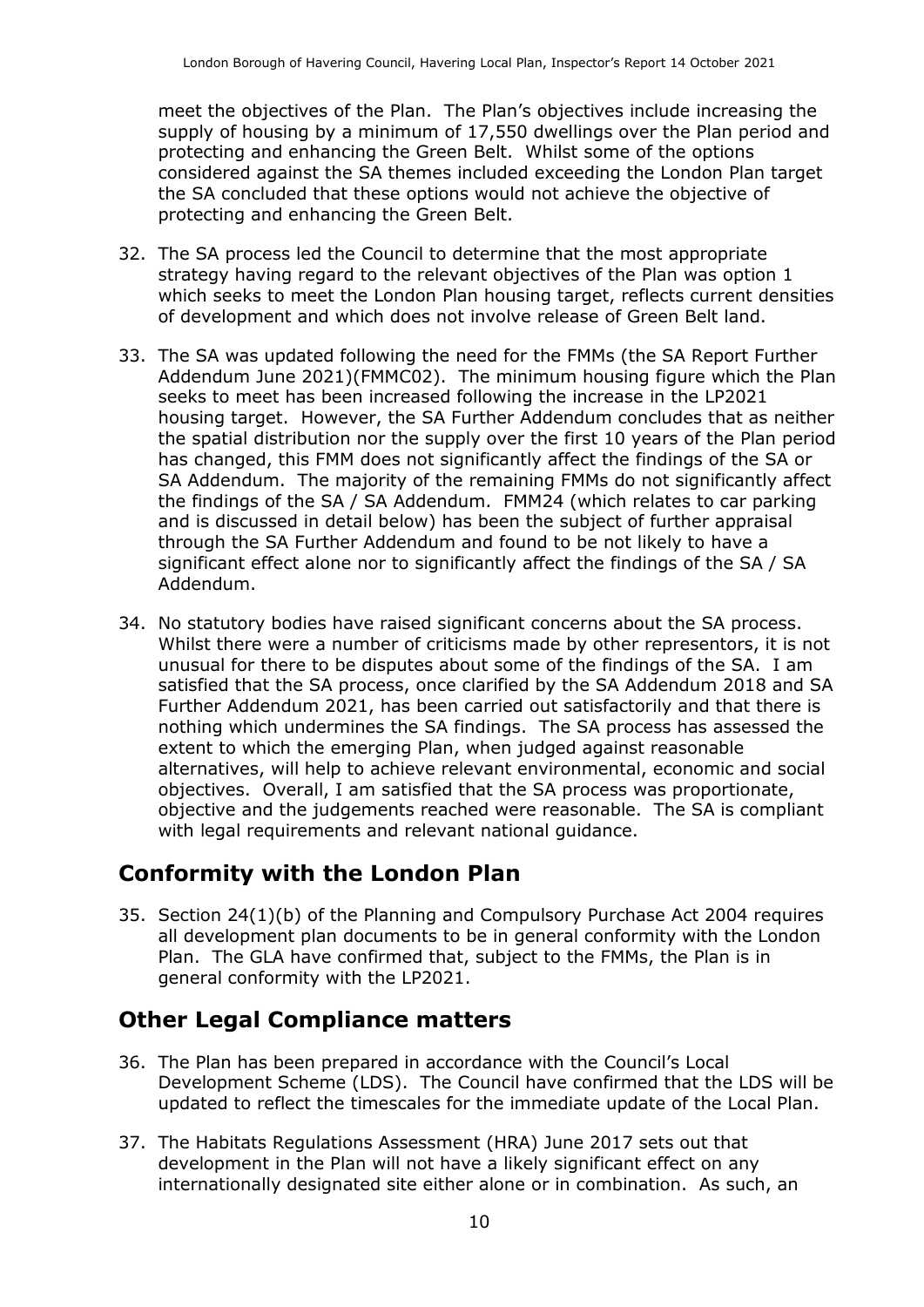meet the objectives of the Plan. The Plan's objectives include increasing the supply of housing by a minimum of 17,550 dwellings over the Plan period and protecting and enhancing the Green Belt. Whilst some of the options considered against the SA themes included exceeding the London Plan target the SA concluded that these options would not achieve the objective of protecting and enhancing the Green Belt.

32. The SA process led the Council to determine that the most appropriate strategy having regard to the relevant objectives of the Plan was option 1 which seeks to meet the London Plan housing target, reflects current densities of development and which does not involve release of Green Belt land.

33. The SA was updated following the need for the FMMs (the SA Report Further Addendum June 2021)(FMMC02). The minimum housing figure which the Plan seeks to meet has been increased following the increase in the LP2021 housing target. However, the SA Further Addendum concludes that as neither the spatial distribution nor the supply over the first 10 years of the Plan period has changed, this FMM does not significantly affect the findings of the SA or SA Addendum. The majority of the remaining FMMs do not significantly affect the findings of the SA / SA Addendum. FMM24 (which relates to car parking and is discussed in detail below) has been the subject of further appraisal through the SA Further Addendum and found to be not likely to have a significant effect alone nor to significantly affect the findings of the SA / SA Addendum.

34. No statutory bodies have raised significant concerns about the SA process. Whilst there were a number of criticisms made by other representors, it is not unusual for there to be disputes about some of the findings of the SA. I am satisfied that the SA process, once clarified by the SA Addendum 2018 and SA Further Addendum 2021, has been carried out satisfactorily and that there is nothing which undermines the SA findings. The SA process has assessed the extent to which the emerging Plan, when judged against reasonable alternatives, will help to achieve relevant environmental, economic and social objectives. Overall, I am satisfied that the SA process was proportionate, objective and the judgements reached were reasonable. The SA is compliant with legal requirements and relevant national guidance.

## Conformity with the London Plan

35. Section 24(1)(b) of the Planning and Compulsory Purchase Act 2004 requires all development plan documents to be in general conformity with the London Plan. The GLA have confirmed that, subject to the FMMs, the Plan is in general conformity with the LP2021.

## Other Legal Compliance matters

36. The Plan has been prepared in accordance with the Council's Local Development Scheme (LDS). The Council have confirmed that the LDS will be updated to reflect the timescales for the immediate update of the Local Plan.

37. The Habitats Regulations Assessment (HRA) June 2017 sets out that development in the Plan will not have a likely significant effect on any internationally designated site either alone or in combination. As such, an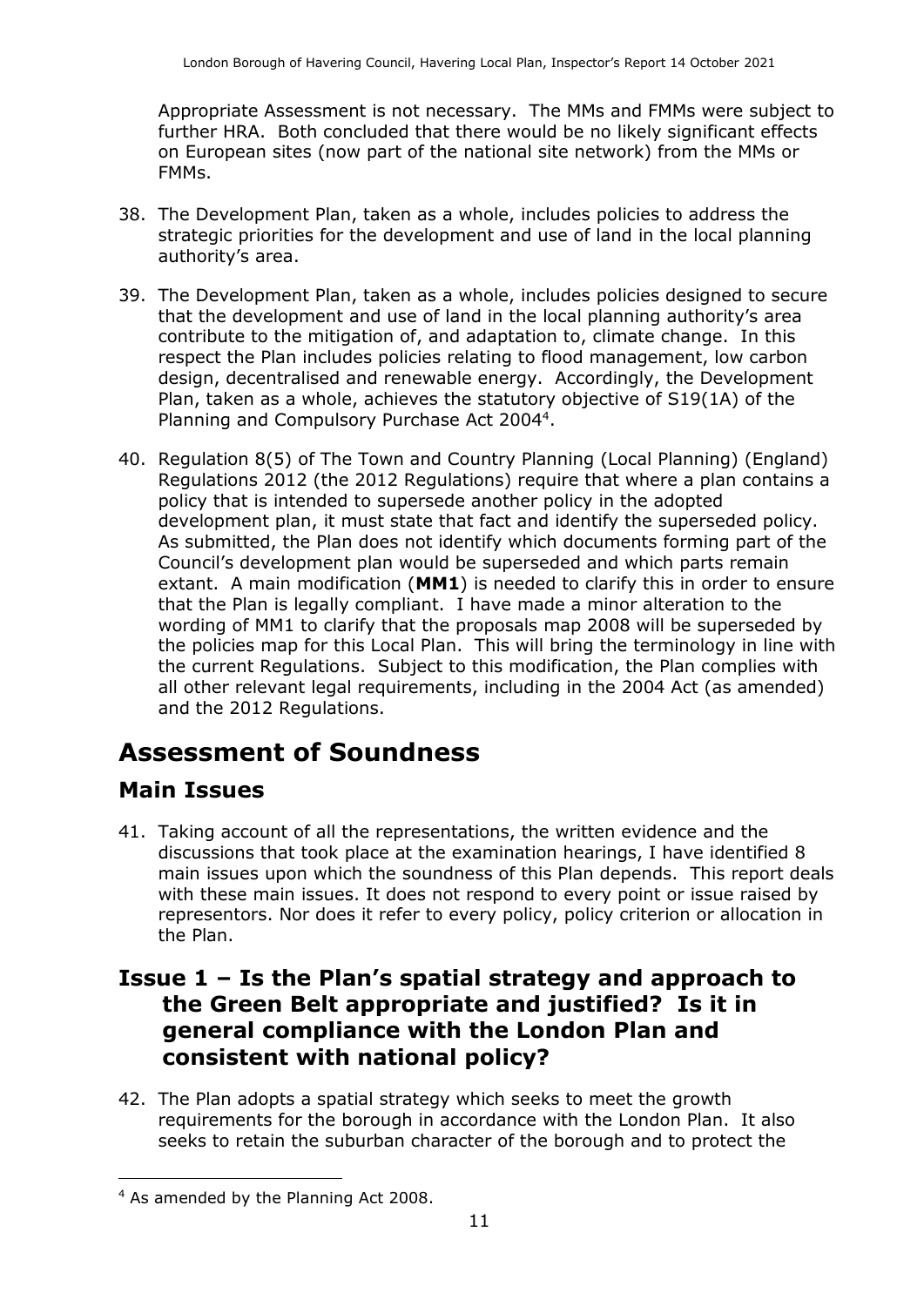Appropriate Assessment is not necessary. The MMs and FMMs were subject to further HRA. Both concluded that there would be no likely significant effects on European sites (now part of the national site network) from the MMs or FMMs.

38. The Development Plan, taken as a whole, includes policies to address the strategic priorities for the development and use of land in the local planning authority's area.

39. The Development Plan, taken as a whole, includes policies designed to secure that the development and use of land in the local planning authority's area contribute to the mitigation of, and adaptation to, climate change. In this respect the Plan includes policies relating to flood management, low carbon design, decentralised and renewable energy. Accordingly, the Development Plan, taken as a whole, achieves the statutory objective of S19(1A) of the Planning and Compulsory Purchase Act 2004[4].

40. Regulation 8(5) of The Town and Country Planning (Local Planning) (England) Regulations 2012 (the 2012 Regulations) require that where a plan contains a policy that is intended to supersede another policy in the adopted development plan, it must state that fact and identify the superseded policy. As submitted, the Plan does not identify which documents forming part of the Council's development plan would be superseded and which parts remain extant. A main modification (**MM1**) is needed to clarify this in order to ensure that the Plan is legally compliant. I have made a minor alteration to the wording of MM1 to clarify that the proposals map 2008 will be superseded by the policies map for this Local Plan. This will bring the terminology in line with the current Regulations. Subject to this modification, the Plan complies with all other relevant legal requirements, including in the 2004 Act (as amended) and the 2012 Regulations.

# Assessment of Soundness

## Main Issues

41. Taking account of all the representations, the written evidence and the discussions that took place at the examination hearings, I have identified 8 main issues upon which the soundness of this Plan depends. This report deals with these main issues. It does not respond to every point or issue raised by representors. Nor does it refer to every policy, policy criterion or allocation in the Plan.

## Issue 1 – Is the Plan's spatial strategy and approach to the Green Belt appropriate and justified? Is it in general compliance with the London Plan and consistent with national policy?

42. The Plan adopts a spatial strategy which seeks to meet the growth requirements for the borough in accordance with the London Plan. It also seeks to retain the suburban character of the borough and to protect the

[4] As amended by the Planning Act 2008.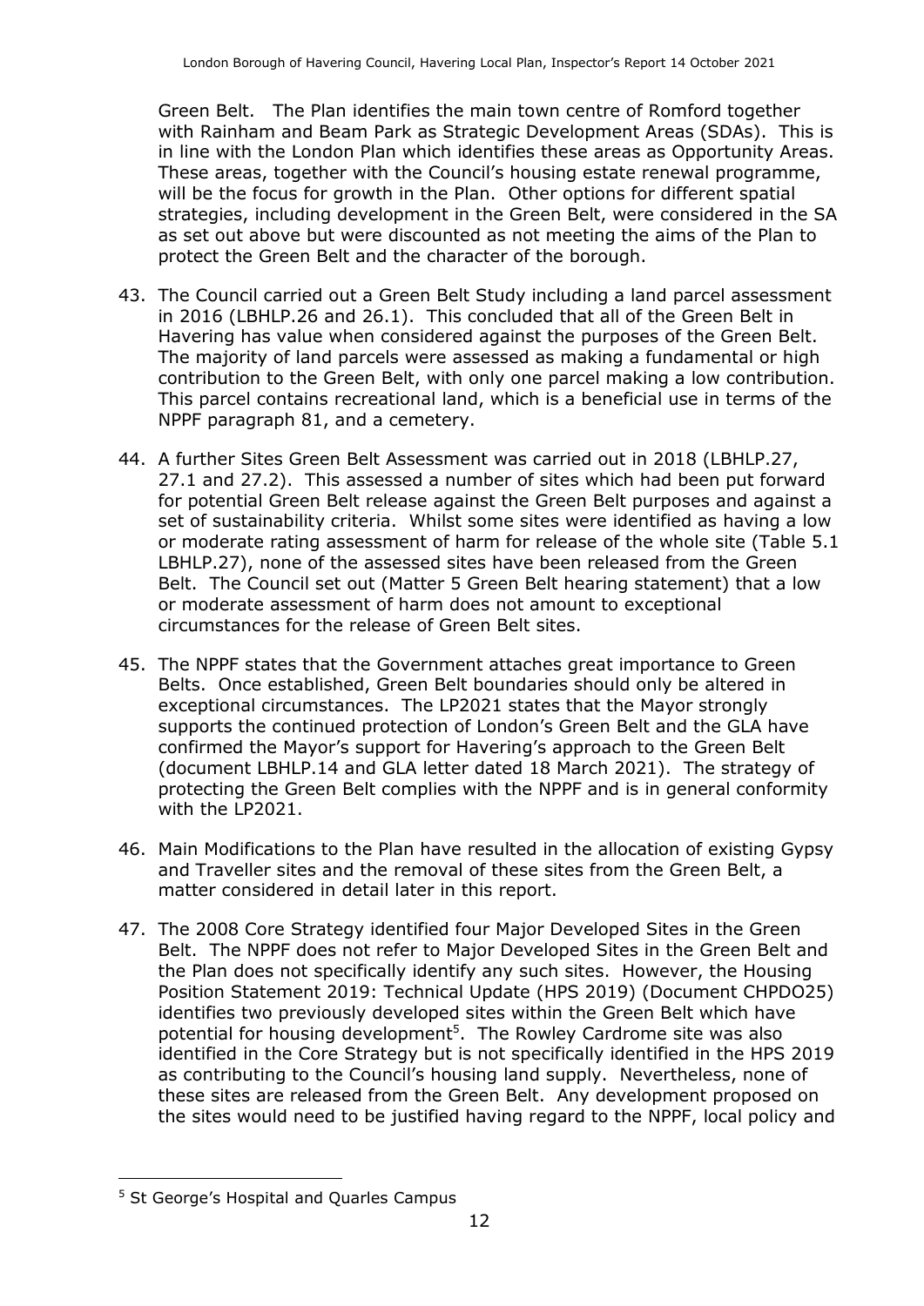Green Belt. The Plan identifies the main town centre of Romford together with Rainham and Beam Park as Strategic Development Areas (SDAs). This is in line with the London Plan which identifies these areas as Opportunity Areas. These areas, together with the Council's housing estate renewal programme, will be the focus for growth in the Plan. Other options for different spatial strategies, including development in the Green Belt, were considered in the SA as set out above but were discounted as not meeting the aims of the Plan to protect the Green Belt and the character of the borough.

43. The Council carried out a Green Belt Study including a land parcel assessment in 2016 (LBHLP.26 and 26.1). This concluded that all of the Green Belt in Havering has value when considered against the purposes of the Green Belt. The majority of land parcels were assessed as making a fundamental or high contribution to the Green Belt, with only one parcel making a low contribution. This parcel contains recreational land, which is a beneficial use in terms of the NPPF paragraph 81, and a cemetery.

44. A further Sites Green Belt Assessment was carried out in 2018 (LBHLP.27, 27.1 and 27.2). This assessed a number of sites which had been put forward for potential Green Belt release against the Green Belt purposes and against a set of sustainability criteria. Whilst some sites were identified as having a low or moderate rating assessment of harm for release of the whole site (Table 5.1 LBHLP.27), none of the assessed sites have been released from the Green Belt. The Council set out (Matter 5 Green Belt hearing statement) that a low or moderate assessment of harm does not amount to exceptional circumstances for the release of Green Belt sites.

45. The NPPF states that the Government attaches great importance to Green Belts. Once established, Green Belt boundaries should only be altered in exceptional circumstances. The LP2021 states that the Mayor strongly supports the continued protection of London's Green Belt and the GLA have confirmed the Mayor's support for Havering's approach to the Green Belt (document LBHLP.14 and GLA letter dated 18 March 2021). The strategy of protecting the Green Belt complies with the NPPF and is in general conformity with the LP2021.

46. Main Modifications to the Plan have resulted in the allocation of existing Gypsy and Traveller sites and the removal of these sites from the Green Belt, a matter considered in detail later in this report.

47. The 2008 Core Strategy identified four Major Developed Sites in the Green Belt. The NPPF does not refer to Major Developed Sites in the Green Belt and the Plan does not specifically identify any such sites. However, the Housing Position Statement 2019: Technical Update (HPS 2019) (Document CHPDO25) identifies two previously developed sites within the Green Belt which have potential for housing development[5]. The Rowley Cardrome site was also identified in the Core Strategy but is not specifically identified in the HPS 2019 as contributing to the Council's housing land supply. Nevertheless, none of these sites are released from the Green Belt. Any development proposed on the sites would need to be justified having regard to the NPPF, local policy and

[5] St George's Hospital and Quarles Campus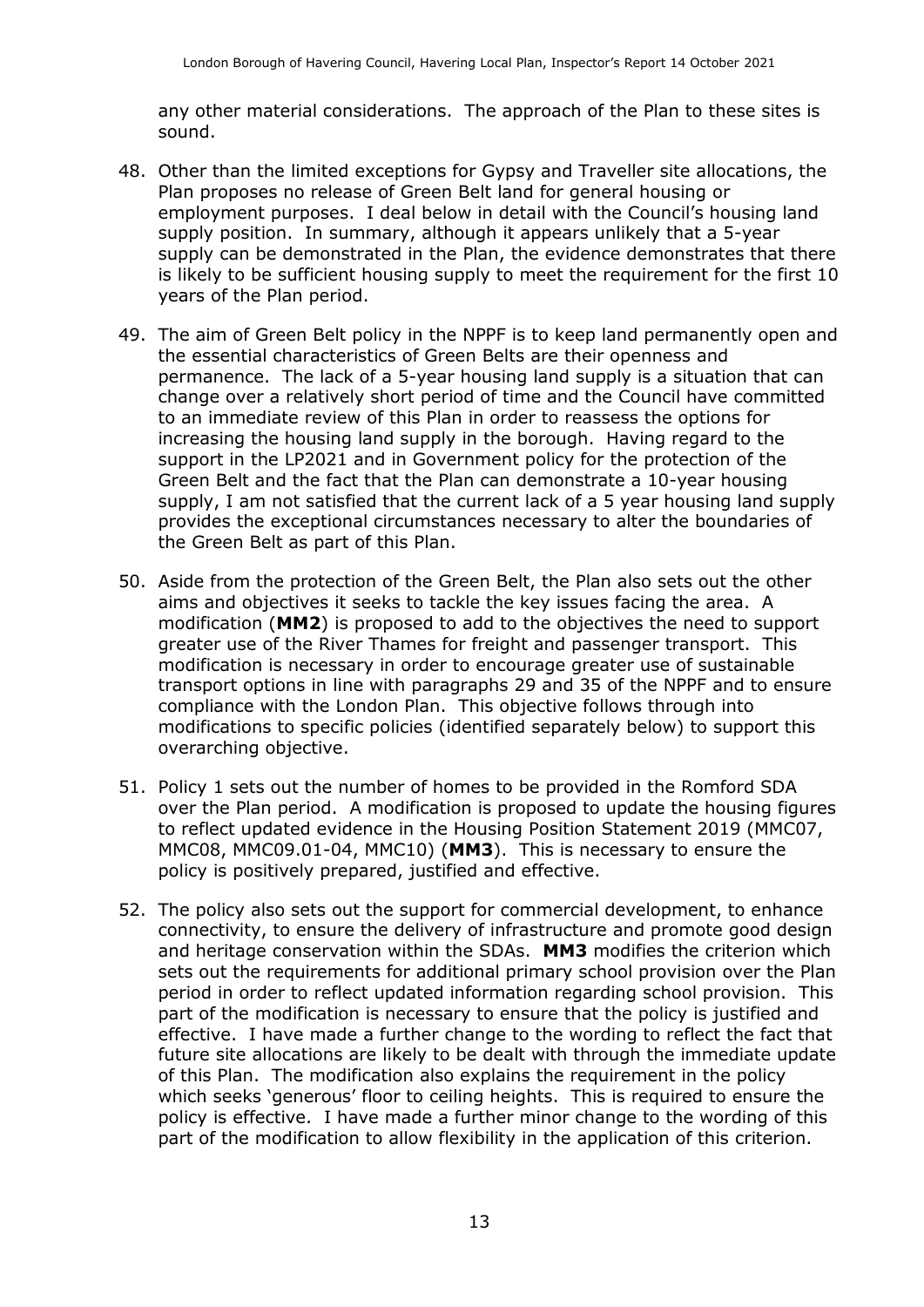any other material considerations. The approach of the Plan to these sites is sound.

48. Other than the limited exceptions for Gypsy and Traveller site allocations, the Plan proposes no release of Green Belt land for general housing or employment purposes. I deal below in detail with the Council's housing land supply position. In summary, although it appears unlikely that a 5-year supply can be demonstrated in the Plan, the evidence demonstrates that there is likely to be sufficient housing supply to meet the requirement for the first 10 years of the Plan period.

49. The aim of Green Belt policy in the NPPF is to keep land permanently open and the essential characteristics of Green Belts are their openness and permanence. The lack of a 5-year housing land supply is a situation that can change over a relatively short period of time and the Council have committed to an immediate review of this Plan in order to reassess the options for increasing the housing land supply in the borough. Having regard to the support in the LP2021 and in Government policy for the protection of the Green Belt and the fact that the Plan can demonstrate a 10-year housing supply, I am not satisfied that the current lack of a 5 year housing land supply provides the exceptional circumstances necessary to alter the boundaries of the Green Belt as part of this Plan.

50. Aside from the protection of the Green Belt, the Plan also sets out the other aims and objectives it seeks to tackle the key issues facing the area. A modification (**MM2**) is proposed to add to the objectives the need to support greater use of the River Thames for freight and passenger transport. This modification is necessary in order to encourage greater use of sustainable transport options in line with paragraphs 29 and 35 of the NPPF and to ensure compliance with the London Plan. This objective follows through into modifications to specific policies (identified separately below) to support this overarching objective.

51. Policy 1 sets out the number of homes to be provided in the Romford SDA over the Plan period. A modification is proposed to update the housing figures to reflect updated evidence in the Housing Position Statement 2019 (MMC07, MMC08, MMC09.01-04, MMC10) (**MM3**). This is necessary to ensure the policy is positively prepared, justified and effective.

52. The policy also sets out the support for commercial development, to enhance connectivity, to ensure the delivery of infrastructure and promote good design and heritage conservation within the SDAs. **MM3** modifies the criterion which sets out the requirements for additional primary school provision over the Plan period in order to reflect updated information regarding school provision. This part of the modification is necessary to ensure that the policy is justified and effective. I have made a further change to the wording to reflect the fact that future site allocations are likely to be dealt with through the immediate update of this Plan. The modification also explains the requirement in the policy which seeks 'generous' floor to ceiling heights. This is required to ensure the policy is effective. I have made a further minor change to the wording of this part of the modification to allow flexibility in the application of this criterion.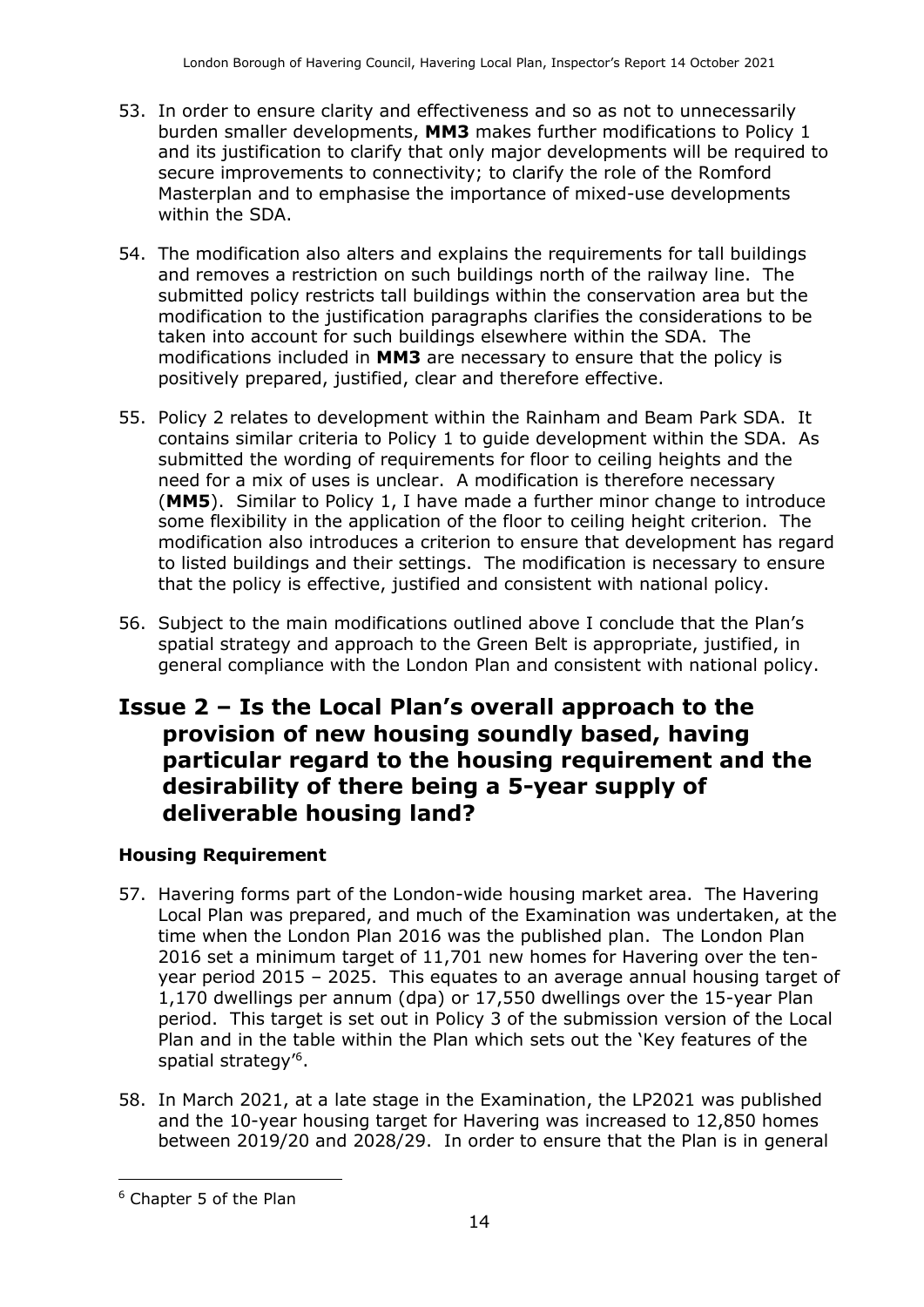53. In order to ensure clarity and effectiveness and so as not to unnecessarily burden smaller developments, **MM3** makes further modifications to Policy 1 and its justification to clarify that only major developments will be required to secure improvements to connectivity; to clarify the role of the Romford Masterplan and to emphasise the importance of mixed-use developments within the SDA.

54. The modification also alters and explains the requirements for tall buildings and removes a restriction on such buildings north of the railway line. The submitted policy restricts tall buildings within the conservation area but the modification to the justification paragraphs clarifies the considerations to be taken into account for such buildings elsewhere within the SDA. The modifications included in **MM3** are necessary to ensure that the policy is positively prepared, justified, clear and therefore effective.

55. Policy 2 relates to development within the Rainham and Beam Park SDA. It contains similar criteria to Policy 1 to guide development within the SDA. As submitted the wording of requirements for floor to ceiling heights and the need for a mix of uses is unclear. A modification is therefore necessary (**MM5**). Similar to Policy 1, I have made a further minor change to introduce some flexibility in the application of the floor to ceiling height criterion. The modification also introduces a criterion to ensure that development has regard to listed buildings and their settings. The modification is necessary to ensure that the policy is effective, justified and consistent with national policy.

56. Subject to the main modifications outlined above I conclude that the Plan's spatial strategy and approach to the Green Belt is appropriate, justified, in general compliance with the London Plan and consistent with national policy.

## Issue 2 – Is the Local Plan's overall approach to the provision of new housing soundly based, having particular regard to the housing requirement and the desirability of there being a 5-year supply of deliverable housing land?

### Housing Requirement

57. Havering forms part of the London-wide housing market area. The Havering Local Plan was prepared, and much of the Examination was undertaken, at the time when the London Plan 2016 was the published plan. The London Plan 2016 set a minimum target of 11,701 new homes for Havering over the ten-year period 2015 – 2025. This equates to an average annual housing target of 1,170 dwellings per annum (dpa) or 17,550 dwellings over the 15-year Plan period. This target is set out in Policy 3 of the submission version of the Local Plan and in the table within the Plan which sets out the 'Key features of the spatial strategy'[6].

58. In March 2021, at a late stage in the Examination, the LP2021 was published and the 10-year housing target for Havering was increased to 12,850 homes between 2019/20 and 2028/29. In order to ensure that the Plan is in general

[6] Chapter 5 of the Plan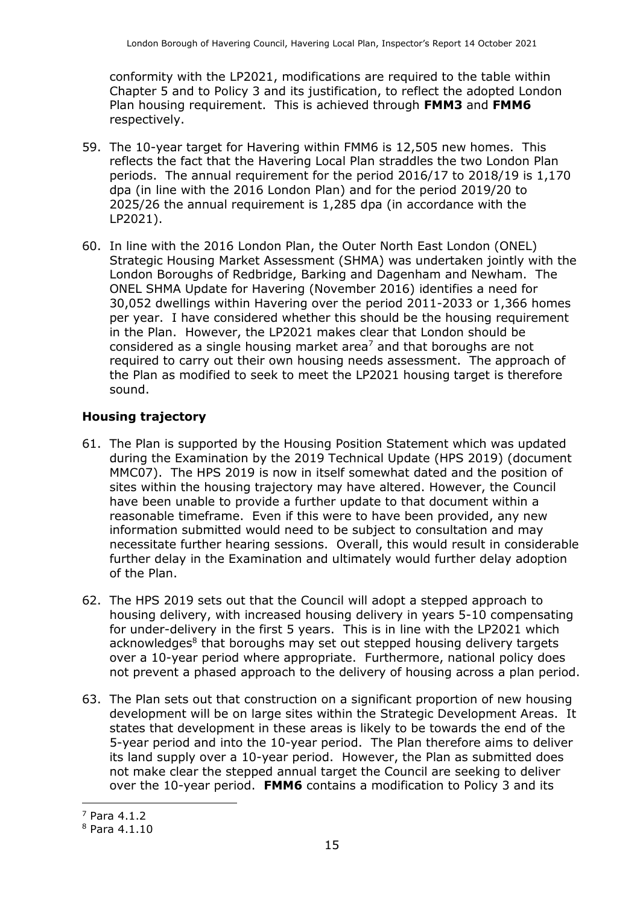conformity with the LP2021, modifications are required to the table within Chapter 5 and to Policy 3 and its justification, to reflect the adopted London Plan housing requirement. This is achieved through **FMM3** and **FMM6** respectively.

59. The 10-year target for Havering within FMM6 is 12,505 new homes. This reflects the fact that the Havering Local Plan straddles the two London Plan periods. The annual requirement for the period 2016/17 to 2018/19 is 1,170 dpa (in line with the 2016 London Plan) and for the period 2019/20 to 2025/26 the annual requirement is 1,285 dpa (in accordance with the LP2021).

60. In line with the 2016 London Plan, the Outer North East London (ONEL) Strategic Housing Market Assessment (SHMA) was undertaken jointly with the London Boroughs of Redbridge, Barking and Dagenham and Newham. The ONEL SHMA Update for Havering (November 2016) identifies a need for 30,052 dwellings within Havering over the period 2011-2033 or 1,366 homes per year. I have considered whether this should be the housing requirement in the Plan. However, the LP2021 makes clear that London should be considered as a single housing market area[7] and that boroughs are not required to carry out their own housing needs assessment. The approach of the Plan as modified to seek to meet the LP2021 housing target is therefore sound.

### Housing trajectory

61. The Plan is supported by the Housing Position Statement which was updated during the Examination by the 2019 Technical Update (HPS 2019) (document MMC07). The HPS 2019 is now in itself somewhat dated and the position of sites within the housing trajectory may have altered. However, the Council have been unable to provide a further update to that document within a reasonable timeframe. Even if this were to have been provided, any new information submitted would need to be subject to consultation and may necessitate further hearing sessions. Overall, this would result in considerable further delay in the Examination and ultimately would further delay adoption of the Plan.

62. The HPS 2019 sets out that the Council will adopt a stepped approach to housing delivery, with increased housing delivery in years 5-10 compensating for under-delivery in the first 5 years. This is in line with the LP2021 which acknowledges[8] that boroughs may set out stepped housing delivery targets over a 10-year period where appropriate. Furthermore, national policy does not prevent a phased approach to the delivery of housing across a plan period.

63. The Plan sets out that construction on a significant proportion of new housing development will be on large sites within the Strategic Development Areas. It states that development in these areas is likely to be towards the end of the 5-year period and into the 10-year period. The Plan therefore aims to deliver its land supply over a 10-year period. However, the Plan as submitted does not make clear the stepped annual target the Council are seeking to deliver over the 10-year period. **FMM6** contains a modification to Policy 3 and its

---

[7] Para 4.1.2

[8] Para 4.1.10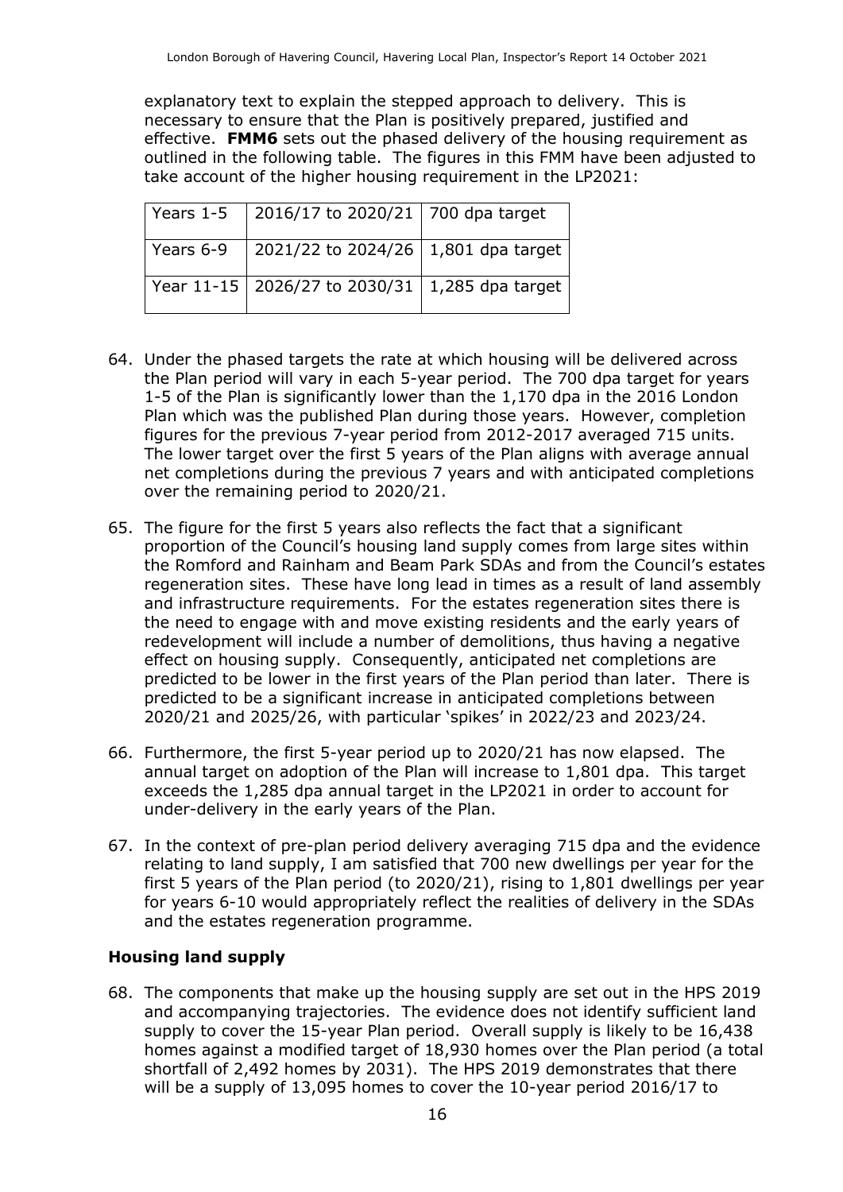explanatory text to explain the stepped approach to delivery. This is necessary to ensure that the Plan is positively prepared, justified and effective. **FMM6** sets out the phased delivery of the housing requirement as outlined in the following table. The figures in this FMM have been adjusted to take account of the higher housing requirement in the LP2021:

| Years 1-5 | 2016/17 to 2020/21 | 700 dpa target |
|---|---|---|
| Years 6-9 | 2021/22 to 2024/26 | 1,801 dpa target |
| Year 11-15 | 2026/27 to 2030/31 | 1,285 dpa target |

64. Under the phased targets the rate at which housing will be delivered across the Plan period will vary in each 5-year period. The 700 dpa target for years 1-5 of the Plan is significantly lower than the 1,170 dpa in the 2016 London Plan which was the published Plan during those years. However, completion figures for the previous 7-year period from 2012-2017 averaged 715 units. The lower target over the first 5 years of the Plan aligns with average annual net completions during the previous 7 years and with anticipated completions over the remaining period to 2020/21.

65. The figure for the first 5 years also reflects the fact that a significant proportion of the Council's housing land supply comes from large sites within the Romford and Rainham and Beam Park SDAs and from the Council's estates regeneration sites. These have long lead in times as a result of land assembly and infrastructure requirements. For the estates regeneration sites there is the need to engage with and move existing residents and the early years of redevelopment will include a number of demolitions, thus having a negative effect on housing supply. Consequently, anticipated net completions are predicted to be lower in the first years of the Plan period than later. There is predicted to be a significant increase in anticipated completions between 2020/21 and 2025/26, with particular 'spikes' in 2022/23 and 2023/24.

66. Furthermore, the first 5-year period up to 2020/21 has now elapsed. The annual target on adoption of the Plan will increase to 1,801 dpa. This target exceeds the 1,285 dpa annual target in the LP2021 in order to account for under-delivery in the early years of the Plan.

67. In the context of pre-plan period delivery averaging 715 dpa and the evidence relating to land supply, I am satisfied that 700 new dwellings per year for the first 5 years of the Plan period (to 2020/21), rising to 1,801 dwellings per year for years 6-10 would appropriately reflect the realities of delivery in the SDAs and the estates regeneration programme.

### Housing land supply

68. The components that make up the housing supply are set out in the HPS 2019 and accompanying trajectories. The evidence does not identify sufficient land supply to cover the 15-year Plan period. Overall supply is likely to be 16,438 homes against a modified target of 18,930 homes over the Plan period (a total shortfall of 2,492 homes by 2031). The HPS 2019 demonstrates that there will be a supply of 13,095 homes to cover the 10-year period 2016/17 to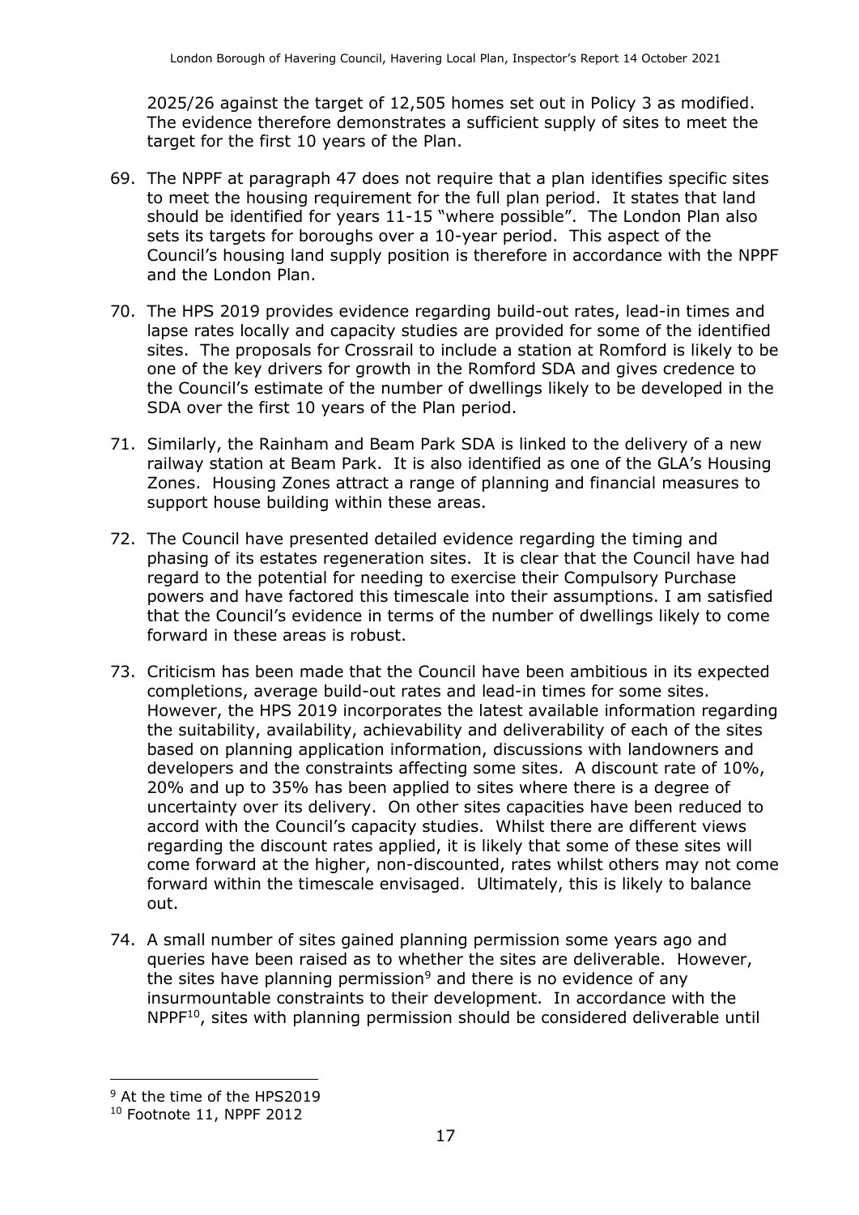2025/26 against the target of 12,505 homes set out in Policy 3 as modified. The evidence therefore demonstrates a sufficient supply of sites to meet the target for the first 10 years of the Plan.

69. The NPPF at paragraph 47 does not require that a plan identifies specific sites to meet the housing requirement for the full plan period. It states that land should be identified for years 11-15 "where possible". The London Plan also sets its targets for boroughs over a 10-year period. This aspect of the Council's housing land supply position is therefore in accordance with the NPPF and the London Plan.

70. The HPS 2019 provides evidence regarding build-out rates, lead-in times and lapse rates locally and capacity studies are provided for some of the identified sites. The proposals for Crossrail to include a station at Romford is likely to be one of the key drivers for growth in the Romford SDA and gives credence to the Council's estimate of the number of dwellings likely to be developed in the SDA over the first 10 years of the Plan period.

71. Similarly, the Rainham and Beam Park SDA is linked to the delivery of a new railway station at Beam Park. It is also identified as one of the GLA's Housing Zones. Housing Zones attract a range of planning and financial measures to support house building within these areas.

72. The Council have presented detailed evidence regarding the timing and phasing of its estates regeneration sites. It is clear that the Council have had regard to the potential for needing to exercise their Compulsory Purchase powers and have factored this timescale into their assumptions. I am satisfied that the Council's evidence in terms of the number of dwellings likely to come forward in these areas is robust.

73. Criticism has been made that the Council have been ambitious in its expected completions, average build-out rates and lead-in times for some sites. However, the HPS 2019 incorporates the latest available information regarding the suitability, availability, achievability and deliverability of each of the sites based on planning application information, discussions with landowners and developers and the constraints affecting some sites. A discount rate of 10%, 20% and up to 35% has been applied to sites where there is a degree of uncertainty over its delivery. On other sites capacities have been reduced to accord with the Council's capacity studies. Whilst there are different views regarding the discount rates applied, it is likely that some of these sites will come forward at the higher, non-discounted, rates whilst others may not come forward within the timescale envisaged. Ultimately, this is likely to balance out.

74. A small number of sites gained planning permission some years ago and queries have been raised as to whether the sites are deliverable. However, the sites have planning permission[9] and there is no evidence of any insurmountable constraints to their development. In accordance with the NPPF[10], sites with planning permission should be considered deliverable until

---

[9] At the time of the HPS2019

[10] Footnote 11, NPPF 2012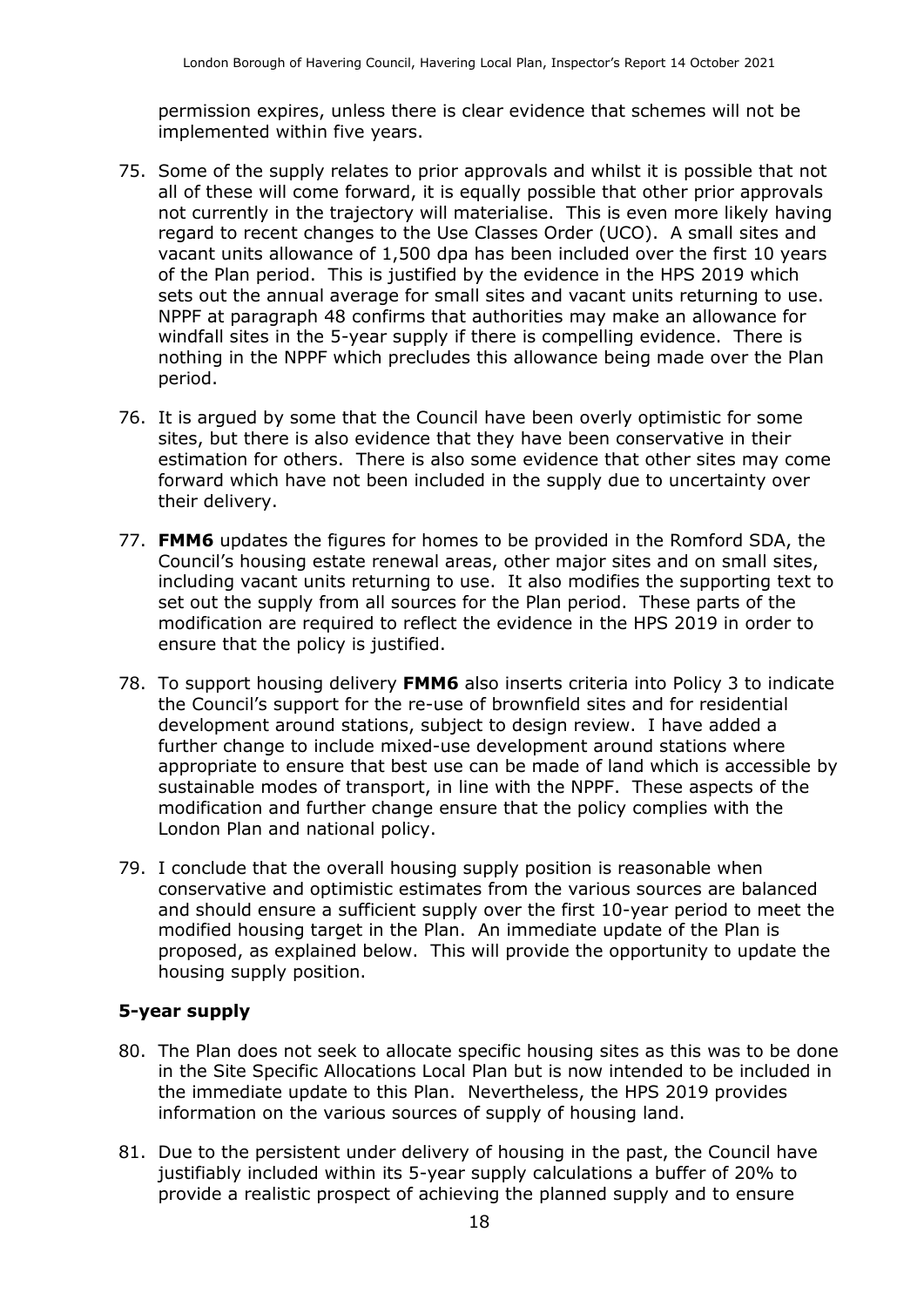permission expires, unless there is clear evidence that schemes will not be implemented within five years.

75. Some of the supply relates to prior approvals and whilst it is possible that not all of these will come forward, it is equally possible that other prior approvals not currently in the trajectory will materialise. This is even more likely having regard to recent changes to the Use Classes Order (UCO). A small sites and vacant units allowance of 1,500 dpa has been included over the first 10 years of the Plan period. This is justified by the evidence in the HPS 2019 which sets out the annual average for small sites and vacant units returning to use. NPPF at paragraph 48 confirms that authorities may make an allowance for windfall sites in the 5-year supply if there is compelling evidence. There is nothing in the NPPF which precludes this allowance being made over the Plan period.

76. It is argued by some that the Council have been overly optimistic for some sites, but there is also evidence that they have been conservative in their estimation for others. There is also some evidence that other sites may come forward which have not been included in the supply due to uncertainty over their delivery.

77. **FMM6** updates the figures for homes to be provided in the Romford SDA, the Council's housing estate renewal areas, other major sites and on small sites, including vacant units returning to use. It also modifies the supporting text to set out the supply from all sources for the Plan period. These parts of the modification are required to reflect the evidence in the HPS 2019 in order to ensure that the policy is justified.

78. To support housing delivery **FMM6** also inserts criteria into Policy 3 to indicate the Council's support for the re-use of brownfield sites and for residential development around stations, subject to design review. I have added a further change to include mixed-use development around stations where appropriate to ensure that best use can be made of land which is accessible by sustainable modes of transport, in line with the NPPF. These aspects of the modification and further change ensure that the policy complies with the London Plan and national policy.

79. I conclude that the overall housing supply position is reasonable when conservative and optimistic estimates from the various sources are balanced and should ensure a sufficient supply over the first 10-year period to meet the modified housing target in the Plan. An immediate update of the Plan is proposed, as explained below. This will provide the opportunity to update the housing supply position.

### 5-year supply

80. The Plan does not seek to allocate specific housing sites as this was to be done in the Site Specific Allocations Local Plan but is now intended to be included in the immediate update to this Plan. Nevertheless, the HPS 2019 provides information on the various sources of supply of housing land.

81. Due to the persistent under delivery of housing in the past, the Council have justifiably included within its 5-year supply calculations a buffer of 20% to provide a realistic prospect of achieving the planned supply and to ensure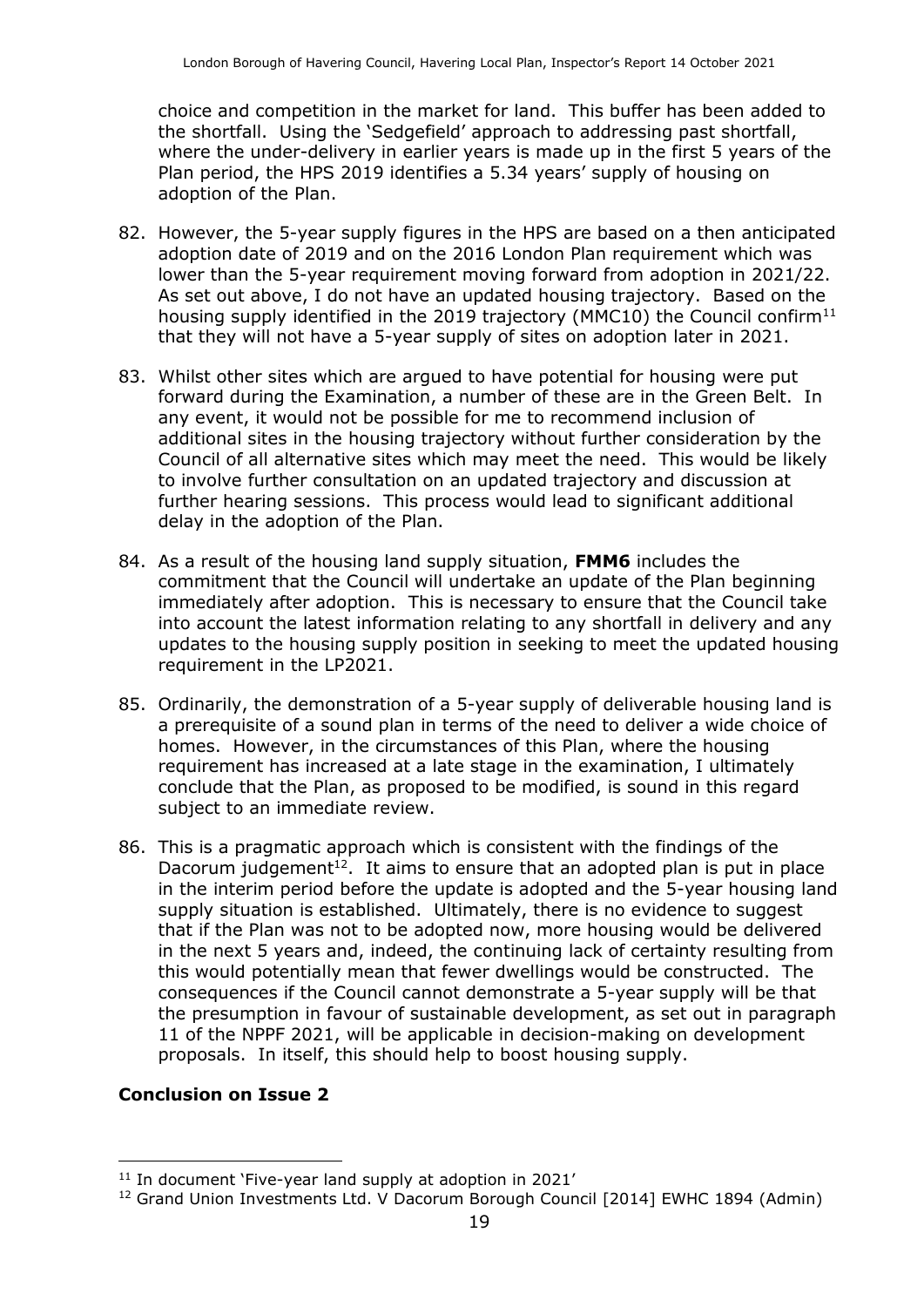choice and competition in the market for land. This buffer has been added to the shortfall. Using the 'Sedgefield' approach to addressing past shortfall, where the under-delivery in earlier years is made up in the first 5 years of the Plan period, the HPS 2019 identifies a 5.34 years' supply of housing on adoption of the Plan.

82. However, the 5-year supply figures in the HPS are based on a then anticipated adoption date of 2019 and on the 2016 London Plan requirement which was lower than the 5-year requirement moving forward from adoption in 2021/22. As set out above, I do not have an updated housing trajectory. Based on the housing supply identified in the 2019 trajectory (MMC10) the Council confirm[11] that they will not have a 5-year supply of sites on adoption later in 2021.

83. Whilst other sites which are argued to have potential for housing were put forward during the Examination, a number of these are in the Green Belt. In any event, it would not be possible for me to recommend inclusion of additional sites in the housing trajectory without further consideration by the Council of all alternative sites which may meet the need. This would be likely to involve further consultation on an updated trajectory and discussion at further hearing sessions. This process would lead to significant additional delay in the adoption of the Plan.

84. As a result of the housing land supply situation, **FMM6** includes the commitment that the Council will undertake an update of the Plan beginning immediately after adoption. This is necessary to ensure that the Council take into account the latest information relating to any shortfall in delivery and any updates to the housing supply position in seeking to meet the updated housing requirement in the LP2021.

85. Ordinarily, the demonstration of a 5-year supply of deliverable housing land is a prerequisite of a sound plan in terms of the need to deliver a wide choice of homes. However, in the circumstances of this Plan, where the housing requirement has increased at a late stage in the examination, I ultimately conclude that the Plan, as proposed to be modified, is sound in this regard subject to an immediate review.

86. This is a pragmatic approach which is consistent with the findings of the Dacorum judgement[12]. It aims to ensure that an adopted plan is put in place in the interim period before the update is adopted and the 5-year housing land supply situation is established. Ultimately, there is no evidence to suggest that if the Plan was not to be adopted now, more housing would be delivered in the next 5 years and, indeed, the continuing lack of certainty resulting from this would potentially mean that fewer dwellings would be constructed. The consequences if the Council cannot demonstrate a 5-year supply will be that the presumption in favour of sustainable development, as set out in paragraph 11 of the NPPF 2021, will be applicable in decision-making on development proposals. In itself, this should help to boost housing supply.

### Conclusion on Issue 2

---

[11] In document 'Five-year land supply at adoption in 2021'

[12] Grand Union Investments Ltd. V Dacorum Borough Council [2014] EWHC 1894 (Admin)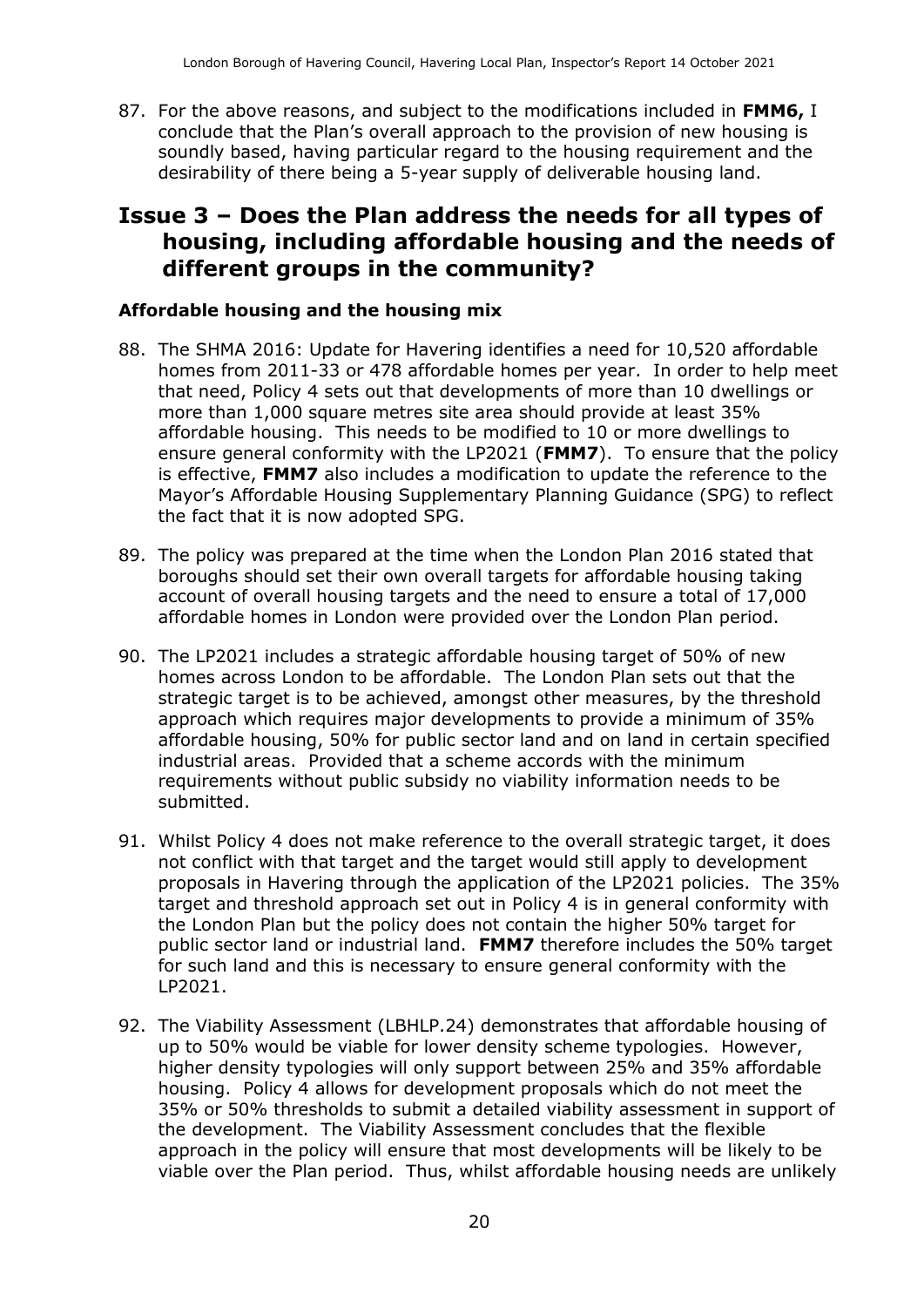87. For the above reasons, and subject to the modifications included in **FMM6,** I conclude that the Plan's overall approach to the provision of new housing is soundly based, having particular regard to the housing requirement and the desirability of there being a 5-year supply of deliverable housing land.

## Issue 3 – Does the Plan address the needs for all types of housing, including affordable housing and the needs of different groups in the community?

### Affordable housing and the housing mix

88. The SHMA 2016: Update for Havering identifies a need for 10,520 affordable homes from 2011-33 or 478 affordable homes per year. In order to help meet that need, Policy 4 sets out that developments of more than 10 dwellings or more than 1,000 square metres site area should provide at least 35% affordable housing. This needs to be modified to 10 or more dwellings to ensure general conformity with the LP2021 (**FMM7**). To ensure that the policy is effective, **FMM7** also includes a modification to update the reference to the Mayor's Affordable Housing Supplementary Planning Guidance (SPG) to reflect the fact that it is now adopted SPG.

89. The policy was prepared at the time when the London Plan 2016 stated that boroughs should set their own overall targets for affordable housing taking account of overall housing targets and the need to ensure a total of 17,000 affordable homes in London were provided over the London Plan period.

90. The LP2021 includes a strategic affordable housing target of 50% of new homes across London to be affordable. The London Plan sets out that the strategic target is to be achieved, amongst other measures, by the threshold approach which requires major developments to provide a minimum of 35% affordable housing, 50% for public sector land and on land in certain specified industrial areas. Provided that a scheme accords with the minimum requirements without public subsidy no viability information needs to be submitted.

91. Whilst Policy 4 does not make reference to the overall strategic target, it does not conflict with that target and the target would still apply to development proposals in Havering through the application of the LP2021 policies. The 35% target and threshold approach set out in Policy 4 is in general conformity with the London Plan but the policy does not contain the higher 50% target for public sector land or industrial land. **FMM7** therefore includes the 50% target for such land and this is necessary to ensure general conformity with the LP2021.

92. The Viability Assessment (LBHLP.24) demonstrates that affordable housing of up to 50% would be viable for lower density scheme typologies. However, higher density typologies will only support between 25% and 35% affordable housing. Policy 4 allows for development proposals which do not meet the 35% or 50% thresholds to submit a detailed viability assessment in support of the development. The Viability Assessment concludes that the flexible approach in the policy will ensure that most developments will be likely to be viable over the Plan period. Thus, whilst affordable housing needs are unlikely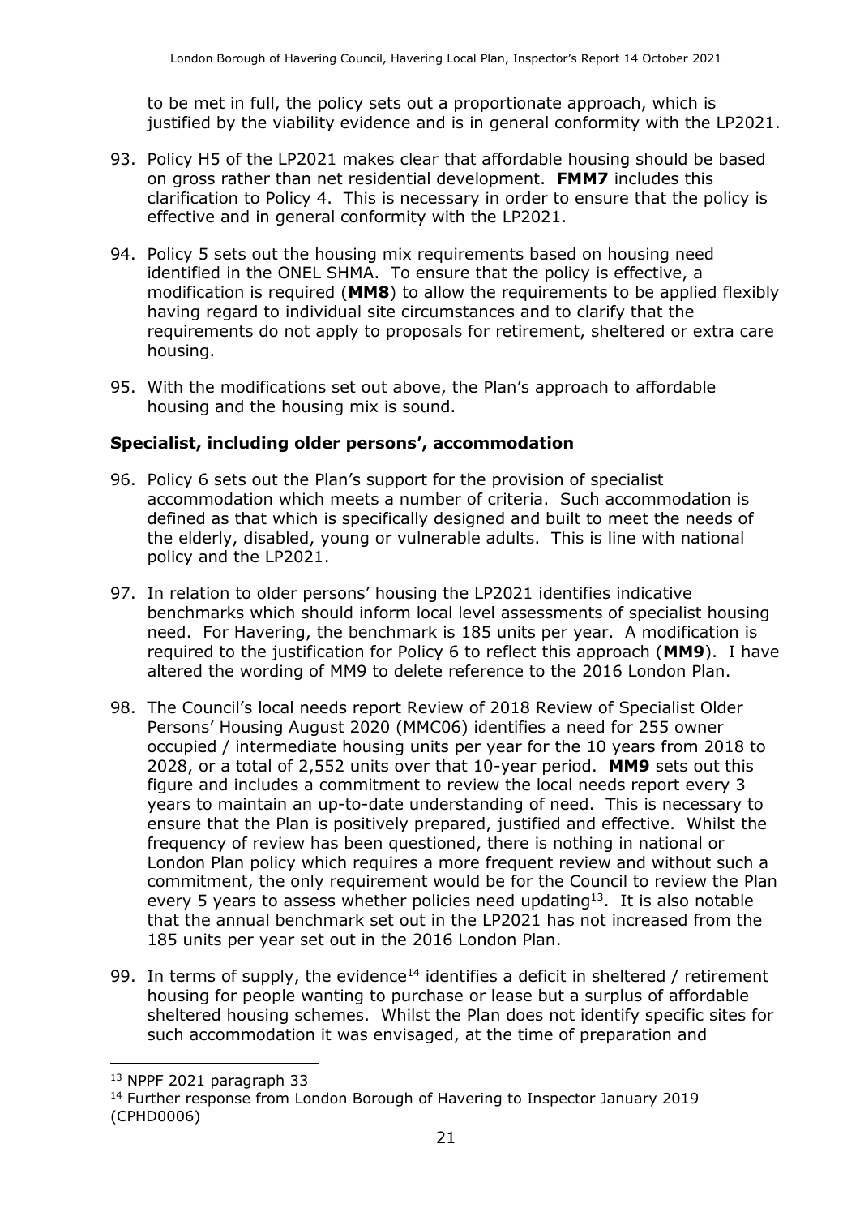to be met in full, the policy sets out a proportionate approach, which is justified by the viability evidence and is in general conformity with the LP2021.

93. Policy H5 of the LP2021 makes clear that affordable housing should be based on gross rather than net residential development. **FMM7** includes this clarification to Policy 4. This is necessary in order to ensure that the policy is effective and in general conformity with the LP2021.

94. Policy 5 sets out the housing mix requirements based on housing need identified in the ONEL SHMA. To ensure that the policy is effective, a modification is required (**MM8**) to allow the requirements to be applied flexibly having regard to individual site circumstances and to clarify that the requirements do not apply to proposals for retirement, sheltered or extra care housing.

95. With the modifications set out above, the Plan's approach to affordable housing and the housing mix is sound.

### Specialist, including older persons', accommodation

96. Policy 6 sets out the Plan's support for the provision of specialist accommodation which meets a number of criteria. Such accommodation is defined as that which is specifically designed and built to meet the needs of the elderly, disabled, young or vulnerable adults. This is line with national policy and the LP2021.

97. In relation to older persons' housing the LP2021 identifies indicative benchmarks which should inform local level assessments of specialist housing need. For Havering, the benchmark is 185 units per year. A modification is required to the justification for Policy 6 to reflect this approach (**MM9**). I have altered the wording of MM9 to delete reference to the 2016 London Plan.

98. The Council's local needs report Review of 2018 Review of Specialist Older Persons' Housing August 2020 (MMC06) identifies a need for 255 owner occupied / intermediate housing units per year for the 10 years from 2018 to 2028, or a total of 2,552 units over that 10-year period. **MM9** sets out this figure and includes a commitment to review the local needs report every 3 years to maintain an up-to-date understanding of need. This is necessary to ensure that the Plan is positively prepared, justified and effective. Whilst the frequency of review has been questioned, there is nothing in national or London Plan policy which requires a more frequent review and without such a commitment, the only requirement would be for the Council to review the Plan every 5 years to assess whether policies need updating[13]. It is also notable that the annual benchmark set out in the LP2021 has not increased from the 185 units per year set out in the 2016 London Plan.

99. In terms of supply, the evidence[14] identifies a deficit in sheltered / retirement housing for people wanting to purchase or lease but a surplus of affordable sheltered housing schemes. Whilst the Plan does not identify specific sites for such accommodation it was envisaged, at the time of preparation and

---

[13] NPPF 2021 paragraph 33

[14] Further response from London Borough of Havering to Inspector January 2019 (CPHD0006)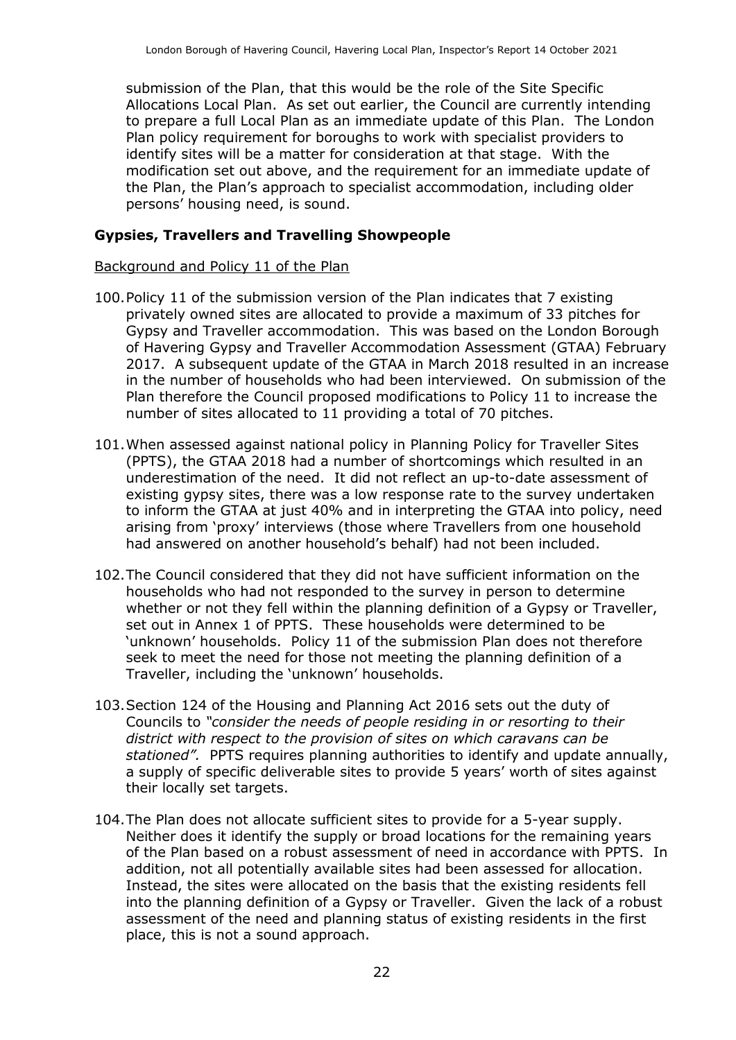submission of the Plan, that this would be the role of the Site Specific Allocations Local Plan. As set out earlier, the Council are currently intending to prepare a full Local Plan as an immediate update of this Plan. The London Plan policy requirement for boroughs to work with specialist providers to identify sites will be a matter for consideration at that stage. With the modification set out above, and the requirement for an immediate update of the Plan, the Plan's approach to specialist accommodation, including older persons' housing need, is sound.

### Gypsies, Travellers and Travelling Showpeople

<u>Background and Policy 11 of the Plan</u>

100. Policy 11 of the submission version of the Plan indicates that 7 existing privately owned sites are allocated to provide a maximum of 33 pitches for Gypsy and Traveller accommodation. This was based on the London Borough of Havering Gypsy and Traveller Accommodation Assessment (GTAA) February 2017. A subsequent update of the GTAA in March 2018 resulted in an increase in the number of households who had been interviewed. On submission of the Plan therefore the Council proposed modifications to Policy 11 to increase the number of sites allocated to 11 providing a total of 70 pitches.

101. When assessed against national policy in Planning Policy for Traveller Sites (PPTS), the GTAA 2018 had a number of shortcomings which resulted in an underestimation of the need. It did not reflect an up-to-date assessment of existing gypsy sites, there was a low response rate to the survey undertaken to inform the GTAA at just 40% and in interpreting the GTAA into policy, need arising from 'proxy' interviews (those where Travellers from one household had answered on another household's behalf) had not been included.

102. The Council considered that they did not have sufficient information on the households who had not responded to the survey in person to determine whether or not they fell within the planning definition of a Gypsy or Traveller, set out in Annex 1 of PPTS. These households were determined to be 'unknown' households. Policy 11 of the submission Plan does not therefore seek to meet the need for those not meeting the planning definition of a Traveller, including the 'unknown' households.

103. Section 124 of the Housing and Planning Act 2016 sets out the duty of Councils to *"consider the needs of people residing in or resorting to their district with respect to the provision of sites on which caravans can be stationed".* PPTS requires planning authorities to identify and update annually, a supply of specific deliverable sites to provide 5 years' worth of sites against their locally set targets.

104. The Plan does not allocate sufficient sites to provide for a 5-year supply. Neither does it identify the supply or broad locations for the remaining years of the Plan based on a robust assessment of need in accordance with PPTS. In addition, not all potentially available sites had been assessed for allocation. Instead, the sites were allocated on the basis that the existing residents fell into the planning definition of a Gypsy or Traveller. Given the lack of a robust assessment of the need and planning status of existing residents in the first place, this is not a sound approach.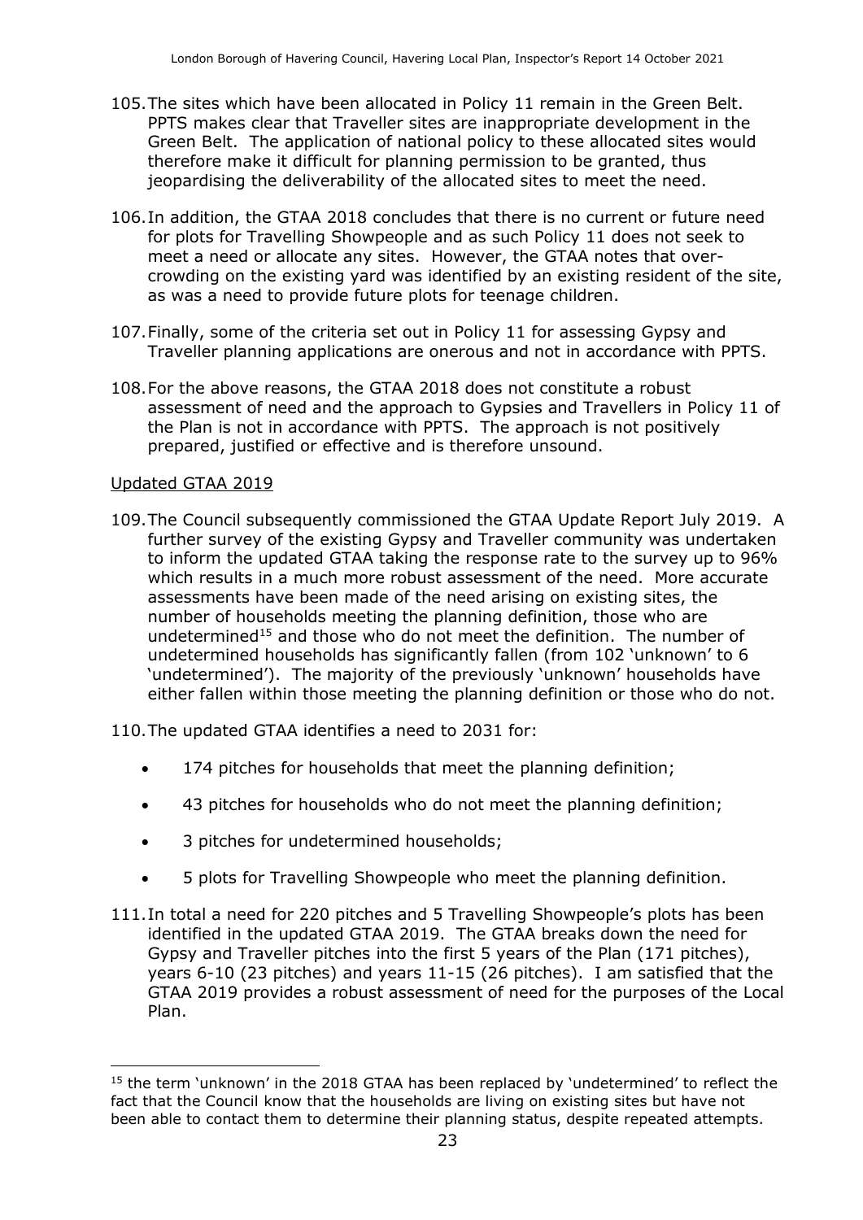105. The sites which have been allocated in Policy 11 remain in the Green Belt. PPTS makes clear that Traveller sites are inappropriate development in the Green Belt. The application of national policy to these allocated sites would therefore make it difficult for planning permission to be granted, thus jeopardising the deliverability of the allocated sites to meet the need.

106. In addition, the GTAA 2018 concludes that there is no current or future need for plots for Travelling Showpeople and as such Policy 11 does not seek to meet a need or allocate any sites. However, the GTAA notes that over-crowding on the existing yard was identified by an existing resident of the site, as was a need to provide future plots for teenage children.

107. Finally, some of the criteria set out in Policy 11 for assessing Gypsy and Traveller planning applications are onerous and not in accordance with PPTS.

108. For the above reasons, the GTAA 2018 does not constitute a robust assessment of need and the approach to Gypsies and Travellers in Policy 11 of the Plan is not in accordance with PPTS. The approach is not positively prepared, justified or effective and is therefore unsound.

<u>Updated GTAA 2019</u>

109. The Council subsequently commissioned the GTAA Update Report July 2019. A further survey of the existing Gypsy and Traveller community was undertaken to inform the updated GTAA taking the response rate to the survey up to 96% which results in a much more robust assessment of the need. More accurate assessments have been made of the need arising on existing sites, the number of households meeting the planning definition, those who are undetermined[15] and those who do not meet the definition. The number of undetermined households has significantly fallen (from 102 'unknown' to 6 'undetermined'). The majority of the previously 'unknown' households have either fallen within those meeting the planning definition or those who do not.

110. The updated GTAA identifies a need to 2031 for:

- 174 pitches for households that meet the planning definition;
- 43 pitches for households who do not meet the planning definition;
- 3 pitches for undetermined households;
- 5 plots for Travelling Showpeople who meet the planning definition.

111. In total a need for 220 pitches and 5 Travelling Showpeople's plots has been identified in the updated GTAA 2019. The GTAA breaks down the need for Gypsy and Traveller pitches into the first 5 years of the Plan (171 pitches), years 6-10 (23 pitches) and years 11-15 (26 pitches). I am satisfied that the GTAA 2019 provides a robust assessment of need for the purposes of the Local Plan.

---

[15] the term 'unknown' in the 2018 GTAA has been replaced by 'undetermined' to reflect the fact that the Council know that the households are living on existing sites but have not been able to contact them to determine their planning status, despite repeated attempts.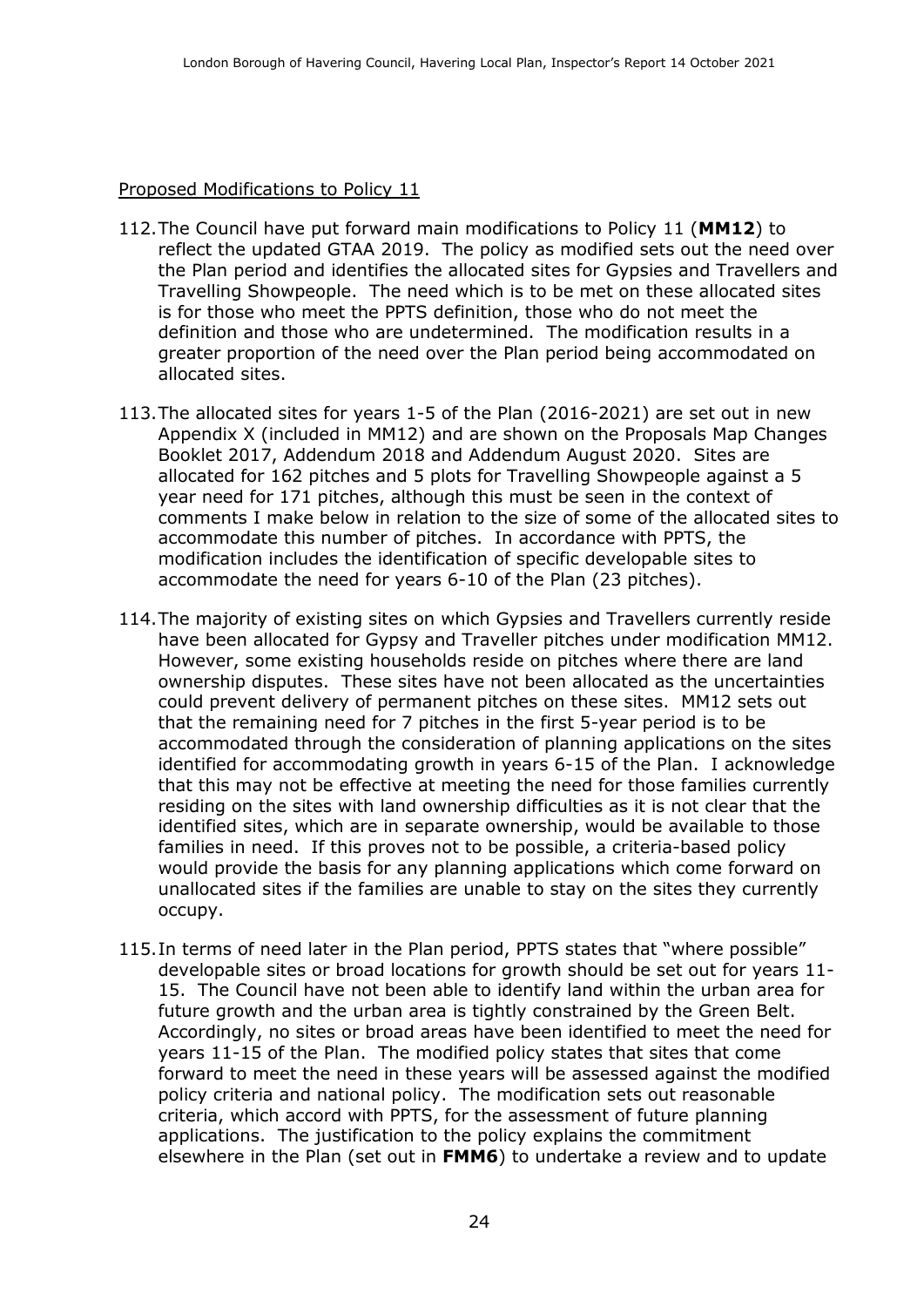Proposed Modifications to Policy 11

112. The Council have put forward main modifications to Policy 11 (**MM12**) to reflect the updated GTAA 2019. The policy as modified sets out the need over the Plan period and identifies the allocated sites for Gypsies and Travellers and Travelling Showpeople. The need which is to be met on these allocated sites is for those who meet the PPTS definition, those who do not meet the definition and those who are undetermined. The modification results in a greater proportion of the need over the Plan period being accommodated on allocated sites.

113. The allocated sites for years 1-5 of the Plan (2016-2021) are set out in new Appendix X (included in MM12) and are shown on the Proposals Map Changes Booklet 2017, Addendum 2018 and Addendum August 2020. Sites are allocated for 162 pitches and 5 plots for Travelling Showpeople against a 5 year need for 171 pitches, although this must be seen in the context of comments I make below in relation to the size of some of the allocated sites to accommodate this number of pitches. In accordance with PPTS, the modification includes the identification of specific developable sites to accommodate the need for years 6-10 of the Plan (23 pitches).

114. The majority of existing sites on which Gypsies and Travellers currently reside have been allocated for Gypsy and Traveller pitches under modification MM12. However, some existing households reside on pitches where there are land ownership disputes. These sites have not been allocated as the uncertainties could prevent delivery of permanent pitches on these sites. MM12 sets out that the remaining need for 7 pitches in the first 5-year period is to be accommodated through the consideration of planning applications on the sites identified for accommodating growth in years 6-15 of the Plan. I acknowledge that this may not be effective at meeting the need for those families currently residing on the sites with land ownership difficulties as it is not clear that the identified sites, which are in separate ownership, would be available to those families in need. If this proves not to be possible, a criteria-based policy would provide the basis for any planning applications which come forward on unallocated sites if the families are unable to stay on the sites they currently occupy.

115. In terms of need later in the Plan period, PPTS states that "where possible" developable sites or broad locations for growth should be set out for years 11-15. The Council have not been able to identify land within the urban area for future growth and the urban area is tightly constrained by the Green Belt. Accordingly, no sites or broad areas have been identified to meet the need for years 11-15 of the Plan. The modified policy states that sites that come forward to meet the need in these years will be assessed against the modified policy criteria and national policy. The modification sets out reasonable criteria, which accord with PPTS, for the assessment of future planning applications. The justification to the policy explains the commitment elsewhere in the Plan (set out in **FMM6**) to undertake a review and to update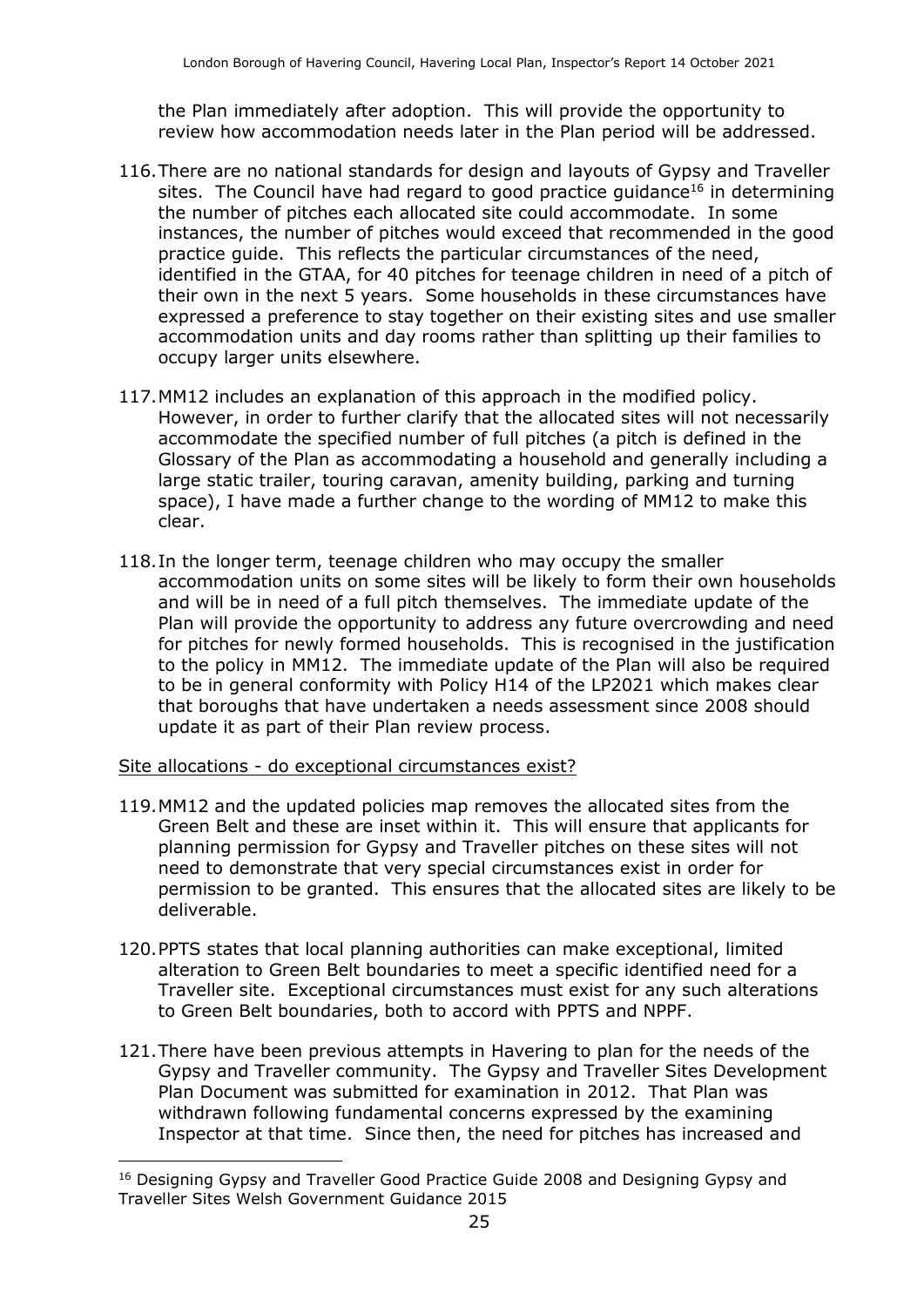the Plan immediately after adoption. This will provide the opportunity to review how accommodation needs later in the Plan period will be addressed.

116. There are no national standards for design and layouts of Gypsy and Traveller sites. The Council have had regard to good practice guidance[16] in determining the number of pitches each allocated site could accommodate. In some instances, the number of pitches would exceed that recommended in the good practice guide. This reflects the particular circumstances of the need, identified in the GTAA, for 40 pitches for teenage children in need of a pitch of their own in the next 5 years. Some households in these circumstances have expressed a preference to stay together on their existing sites and use smaller accommodation units and day rooms rather than splitting up their families to occupy larger units elsewhere.

117. MM12 includes an explanation of this approach in the modified policy. However, in order to further clarify that the allocated sites will not necessarily accommodate the specified number of full pitches (a pitch is defined in the Glossary of the Plan as accommodating a household and generally including a large static trailer, touring caravan, amenity building, parking and turning space), I have made a further change to the wording of MM12 to make this clear.

118. In the longer term, teenage children who may occupy the smaller accommodation units on some sites will be likely to form their own households and will be in need of a full pitch themselves. The immediate update of the Plan will provide the opportunity to address any future overcrowding and need for pitches for newly formed households. This is recognised in the justification to the policy in MM12. The immediate update of the Plan will also be required to be in general conformity with Policy H14 of the LP2021 which makes clear that boroughs that have undertaken a needs assessment since 2008 should update it as part of their Plan review process.

<u>Site allocations - do exceptional circumstances exist?</u>

119. MM12 and the updated policies map removes the allocated sites from the Green Belt and these are inset within it. This will ensure that applicants for planning permission for Gypsy and Traveller pitches on these sites will not need to demonstrate that very special circumstances exist in order for permission to be granted. This ensures that the allocated sites are likely to be deliverable.

120. PPTS states that local planning authorities can make exceptional, limited alteration to Green Belt boundaries to meet a specific identified need for a Traveller site. Exceptional circumstances must exist for any such alterations to Green Belt boundaries, both to accord with PPTS and NPPF.

121. There have been previous attempts in Havering to plan for the needs of the Gypsy and Traveller community. The Gypsy and Traveller Sites Development Plan Document was submitted for examination in 2012. That Plan was withdrawn following fundamental concerns expressed by the examining Inspector at that time. Since then, the need for pitches has increased and

[16] Designing Gypsy and Traveller Good Practice Guide 2008 and Designing Gypsy and Traveller Sites Welsh Government Guidance 2015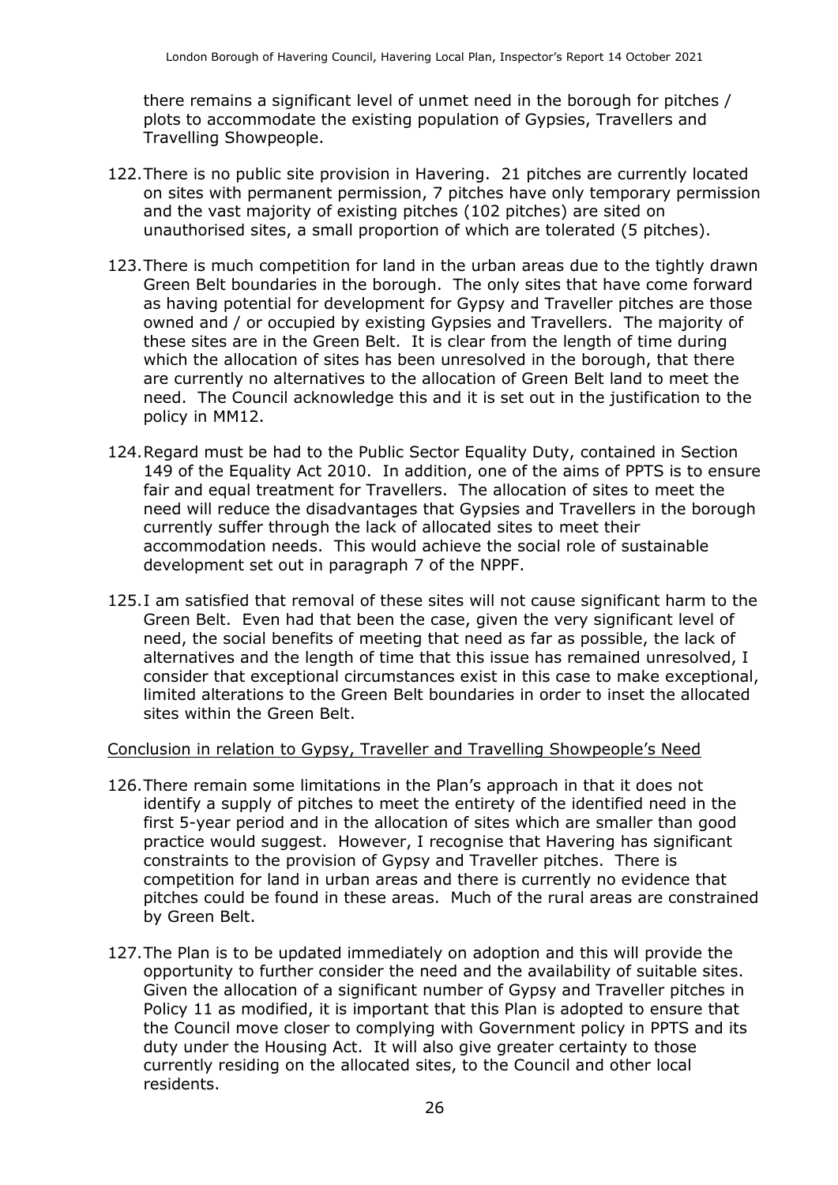there remains a significant level of unmet need in the borough for pitches / plots to accommodate the existing population of Gypsies, Travellers and Travelling Showpeople.

122. There is no public site provision in Havering. 21 pitches are currently located on sites with permanent permission, 7 pitches have only temporary permission and the vast majority of existing pitches (102 pitches) are sited on unauthorised sites, a small proportion of which are tolerated (5 pitches).

123. There is much competition for land in the urban areas due to the tightly drawn Green Belt boundaries in the borough. The only sites that have come forward as having potential for development for Gypsy and Traveller pitches are those owned and / or occupied by existing Gypsies and Travellers. The majority of these sites are in the Green Belt. It is clear from the length of time during which the allocation of sites has been unresolved in the borough, that there are currently no alternatives to the allocation of Green Belt land to meet the need. The Council acknowledge this and it is set out in the justification to the policy in MM12.

124. Regard must be had to the Public Sector Equality Duty, contained in Section 149 of the Equality Act 2010. In addition, one of the aims of PPTS is to ensure fair and equal treatment for Travellers. The allocation of sites to meet the need will reduce the disadvantages that Gypsies and Travellers in the borough currently suffer through the lack of allocated sites to meet their accommodation needs. This would achieve the social role of sustainable development set out in paragraph 7 of the NPPF.

125. I am satisfied that removal of these sites will not cause significant harm to the Green Belt. Even had that been the case, given the very significant level of need, the social benefits of meeting that need as far as possible, the lack of alternatives and the length of time that this issue has remained unresolved, I consider that exceptional circumstances exist in this case to make exceptional, limited alterations to the Green Belt boundaries in order to inset the allocated sites within the Green Belt.

Conclusion in relation to Gypsy, Traveller and Travelling Showpeople's Need

126. There remain some limitations in the Plan's approach in that it does not identify a supply of pitches to meet the entirety of the identified need in the first 5-year period and in the allocation of sites which are smaller than good practice would suggest. However, I recognise that Havering has significant constraints to the provision of Gypsy and Traveller pitches. There is competition for land in urban areas and there is currently no evidence that pitches could be found in these areas. Much of the rural areas are constrained by Green Belt.

127. The Plan is to be updated immediately on adoption and this will provide the opportunity to further consider the need and the availability of suitable sites. Given the allocation of a significant number of Gypsy and Traveller pitches in Policy 11 as modified, it is important that this Plan is adopted to ensure that the Council move closer to complying with Government policy in PPTS and its duty under the Housing Act. It will also give greater certainty to those currently residing on the allocated sites, to the Council and other local residents.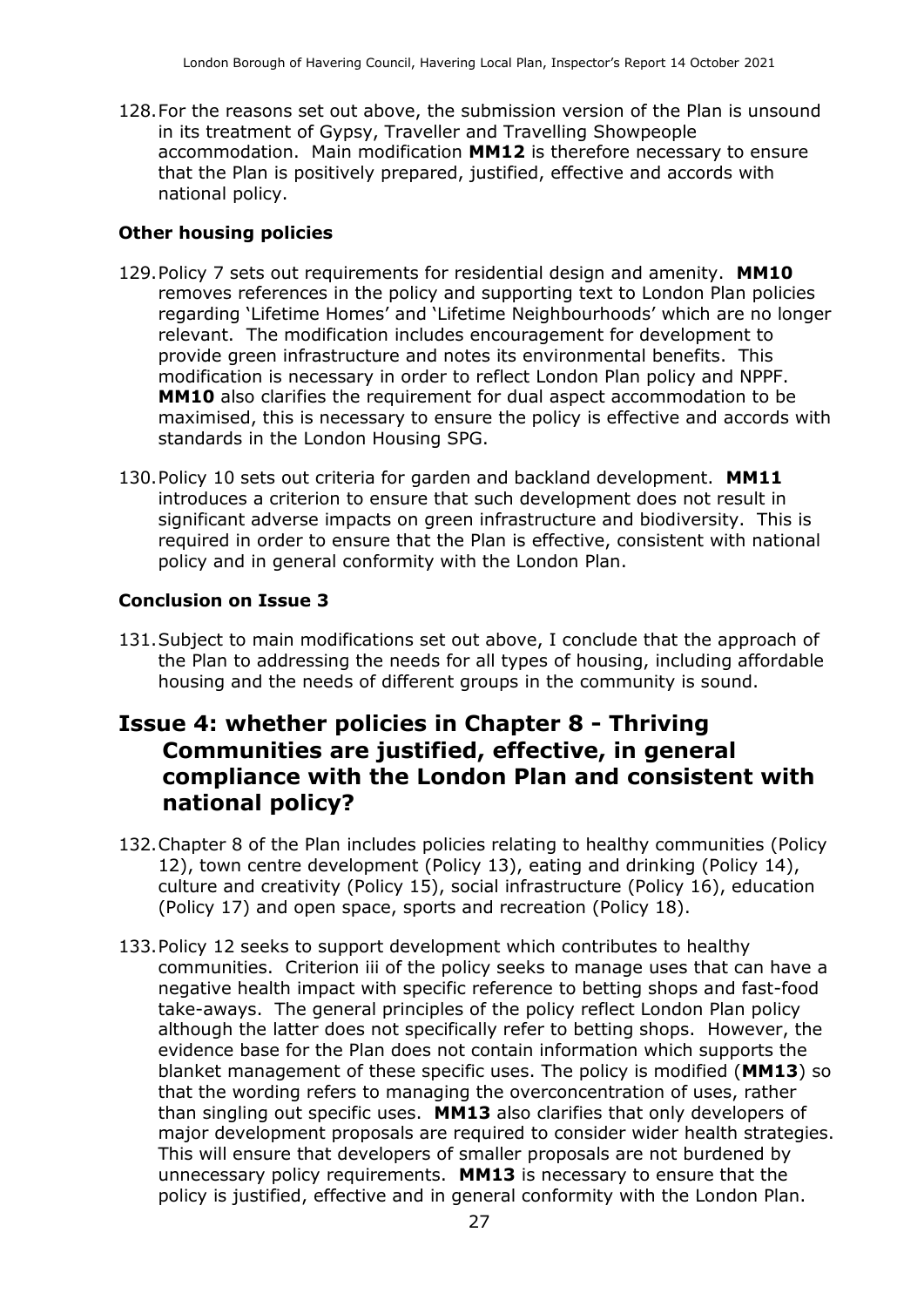128. For the reasons set out above, the submission version of the Plan is unsound in its treatment of Gypsy, Traveller and Travelling Showpeople accommodation. Main modification **MM12** is therefore necessary to ensure that the Plan is positively prepared, justified, effective and accords with national policy.

### Other housing policies

129. Policy 7 sets out requirements for residential design and amenity. **MM10** removes references in the policy and supporting text to London Plan policies regarding 'Lifetime Homes' and 'Lifetime Neighbourhoods' which are no longer relevant. The modification includes encouragement for development to provide green infrastructure and notes its environmental benefits. This modification is necessary in order to reflect London Plan policy and NPPF. **MM10** also clarifies the requirement for dual aspect accommodation to be maximised, this is necessary to ensure the policy is effective and accords with standards in the London Housing SPG.

130. Policy 10 sets out criteria for garden and backland development. **MM11** introduces a criterion to ensure that such development does not result in significant adverse impacts on green infrastructure and biodiversity. This is required in order to ensure that the Plan is effective, consistent with national policy and in general conformity with the London Plan.

### Conclusion on Issue 3

131. Subject to main modifications set out above, I conclude that the approach of the Plan to addressing the needs for all types of housing, including affordable housing and the needs of different groups in the community is sound.

## Issue 4: whether policies in Chapter 8 - Thriving Communities are justified, effective, in general compliance with the London Plan and consistent with national policy?

132. Chapter 8 of the Plan includes policies relating to healthy communities (Policy 12), town centre development (Policy 13), eating and drinking (Policy 14), culture and creativity (Policy 15), social infrastructure (Policy 16), education (Policy 17) and open space, sports and recreation (Policy 18).

133. Policy 12 seeks to support development which contributes to healthy communities. Criterion iii of the policy seeks to manage uses that can have a negative health impact with specific reference to betting shops and fast-food take-aways. The general principles of the policy reflect London Plan policy although the latter does not specifically refer to betting shops. However, the evidence base for the Plan does not contain information which supports the blanket management of these specific uses. The policy is modified (**MM13**) so that the wording refers to managing the overconcentration of uses, rather than singling out specific uses. **MM13** also clarifies that only developers of major development proposals are required to consider wider health strategies. This will ensure that developers of smaller proposals are not burdened by unnecessary policy requirements. **MM13** is necessary to ensure that the policy is justified, effective and in general conformity with the London Plan.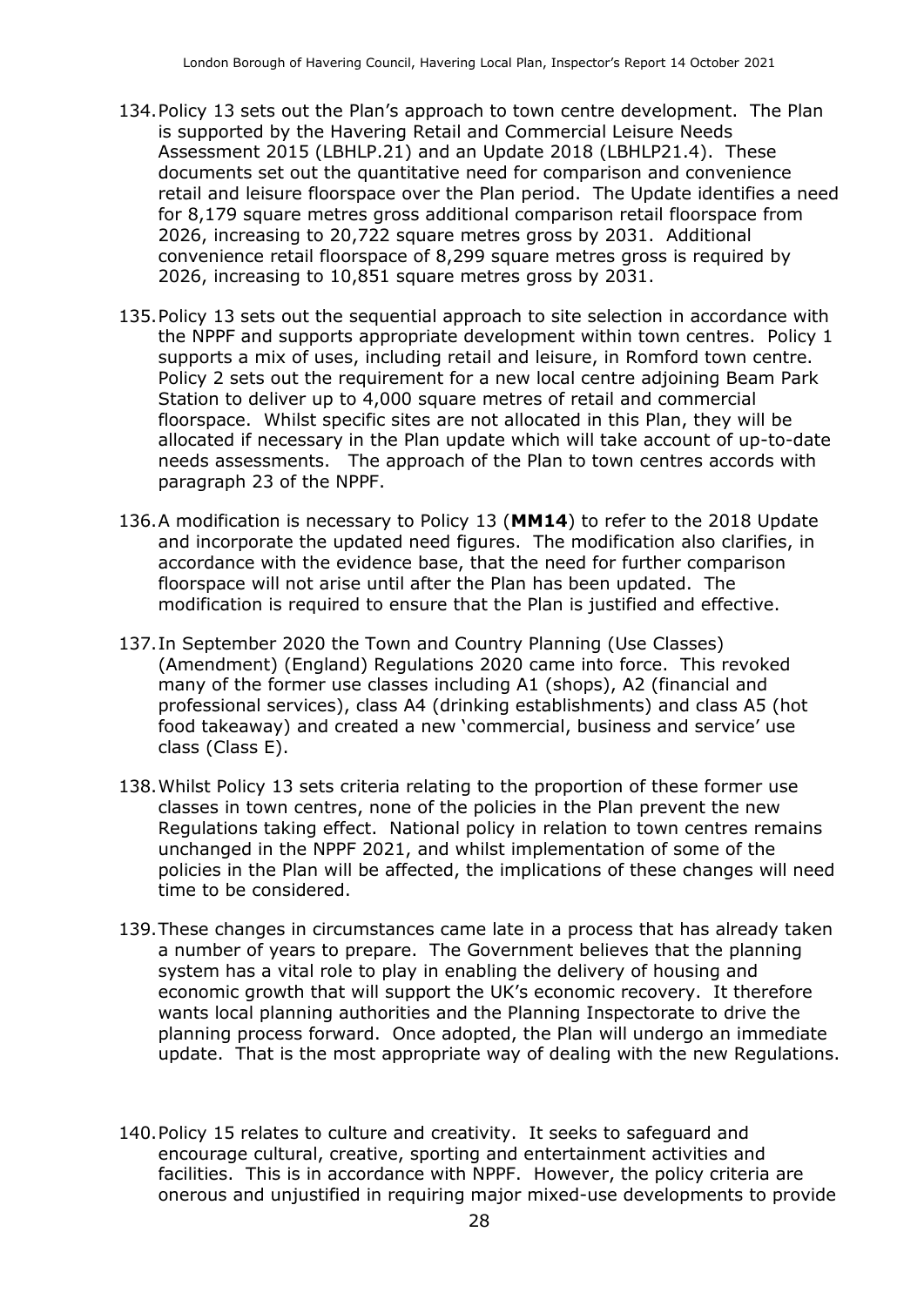134. Policy 13 sets out the Plan's approach to town centre development. The Plan is supported by the Havering Retail and Commercial Leisure Needs Assessment 2015 (LBHLP.21) and an Update 2018 (LBHLP21.4). These documents set out the quantitative need for comparison and convenience retail and leisure floorspace over the Plan period. The Update identifies a need for 8,179 square metres gross additional comparison retail floorspace from 2026, increasing to 20,722 square metres gross by 2031. Additional convenience retail floorspace of 8,299 square metres gross is required by 2026, increasing to 10,851 square metres gross by 2031.

135. Policy 13 sets out the sequential approach to site selection in accordance with the NPPF and supports appropriate development within town centres. Policy 1 supports a mix of uses, including retail and leisure, in Romford town centre. Policy 2 sets out the requirement for a new local centre adjoining Beam Park Station to deliver up to 4,000 square metres of retail and commercial floorspace. Whilst specific sites are not allocated in this Plan, they will be allocated if necessary in the Plan update which will take account of up-to-date needs assessments. The approach of the Plan to town centres accords with paragraph 23 of the NPPF.

136. A modification is necessary to Policy 13 (**MM14**) to refer to the 2018 Update and incorporate the updated need figures. The modification also clarifies, in accordance with the evidence base, that the need for further comparison floorspace will not arise until after the Plan has been updated. The modification is required to ensure that the Plan is justified and effective.

137. In September 2020 the Town and Country Planning (Use Classes) (Amendment) (England) Regulations 2020 came into force. This revoked many of the former use classes including A1 (shops), A2 (financial and professional services), class A4 (drinking establishments) and class A5 (hot food takeaway) and created a new 'commercial, business and service' use class (Class E).

138. Whilst Policy 13 sets criteria relating to the proportion of these former use classes in town centres, none of the policies in the Plan prevent the new Regulations taking effect. National policy in relation to town centres remains unchanged in the NPPF 2021, and whilst implementation of some of the policies in the Plan will be affected, the implications of these changes will need time to be considered.

139. These changes in circumstances came late in a process that has already taken a number of years to prepare. The Government believes that the planning system has a vital role to play in enabling the delivery of housing and economic growth that will support the UK's economic recovery. It therefore wants local planning authorities and the Planning Inspectorate to drive the planning process forward. Once adopted, the Plan will undergo an immediate update. That is the most appropriate way of dealing with the new Regulations.

140. Policy 15 relates to culture and creativity. It seeks to safeguard and encourage cultural, creative, sporting and entertainment activities and facilities. This is in accordance with NPPF. However, the policy criteria are onerous and unjustified in requiring major mixed-use developments to provide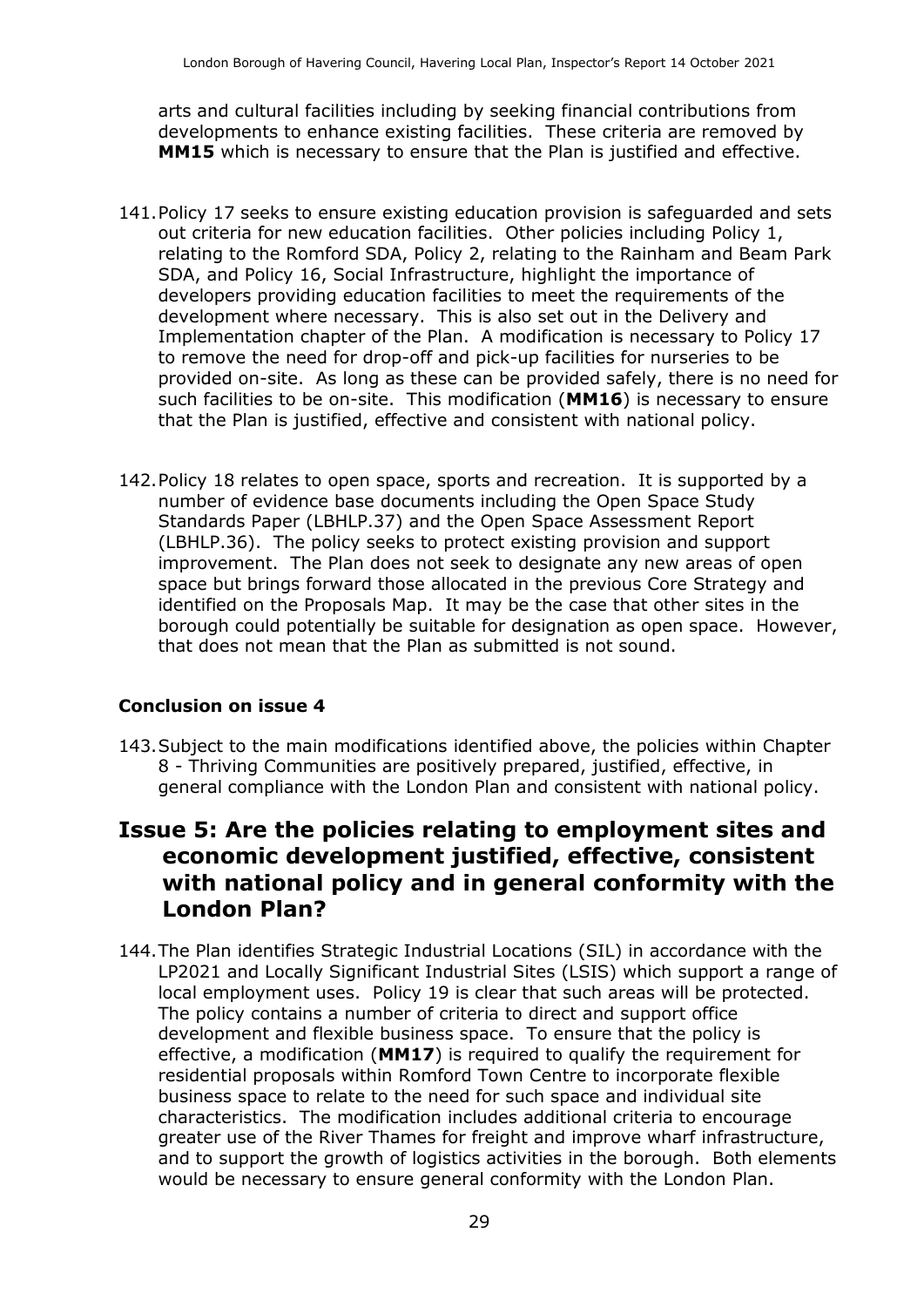arts and cultural facilities including by seeking financial contributions from developments to enhance existing facilities. These criteria are removed by **MM15** which is necessary to ensure that the Plan is justified and effective.

141. Policy 17 seeks to ensure existing education provision is safeguarded and sets out criteria for new education facilities. Other policies including Policy 1, relating to the Romford SDA, Policy 2, relating to the Rainham and Beam Park SDA, and Policy 16, Social Infrastructure, highlight the importance of developers providing education facilities to meet the requirements of the development where necessary. This is also set out in the Delivery and Implementation chapter of the Plan. A modification is necessary to Policy 17 to remove the need for drop-off and pick-up facilities for nurseries to be provided on-site. As long as these can be provided safely, there is no need for such facilities to be on-site. This modification (**MM16**) is necessary to ensure that the Plan is justified, effective and consistent with national policy.

142. Policy 18 relates to open space, sports and recreation. It is supported by a number of evidence base documents including the Open Space Study Standards Paper (LBHLP.37) and the Open Space Assessment Report (LBHLP.36). The policy seeks to protect existing provision and support improvement. The Plan does not seek to designate any new areas of open space but brings forward those allocated in the previous Core Strategy and identified on the Proposals Map. It may be the case that other sites in the borough could potentially be suitable for designation as open space. However, that does not mean that the Plan as submitted is not sound.

### Conclusion on issue 4

143. Subject to the main modifications identified above, the policies within Chapter 8 - Thriving Communities are positively prepared, justified, effective, in general compliance with the London Plan and consistent with national policy.

## Issue 5: Are the policies relating to employment sites and economic development justified, effective, consistent with national policy and in general conformity with the London Plan?

144. The Plan identifies Strategic Industrial Locations (SIL) in accordance with the LP2021 and Locally Significant Industrial Sites (LSIS) which support a range of local employment uses. Policy 19 is clear that such areas will be protected. The policy contains a number of criteria to direct and support office development and flexible business space. To ensure that the policy is effective, a modification (**MM17**) is required to qualify the requirement for residential proposals within Romford Town Centre to incorporate flexible business space to relate to the need for such space and individual site characteristics. The modification includes additional criteria to encourage greater use of the River Thames for freight and improve wharf infrastructure, and to support the growth of logistics activities in the borough. Both elements would be necessary to ensure general conformity with the London Plan.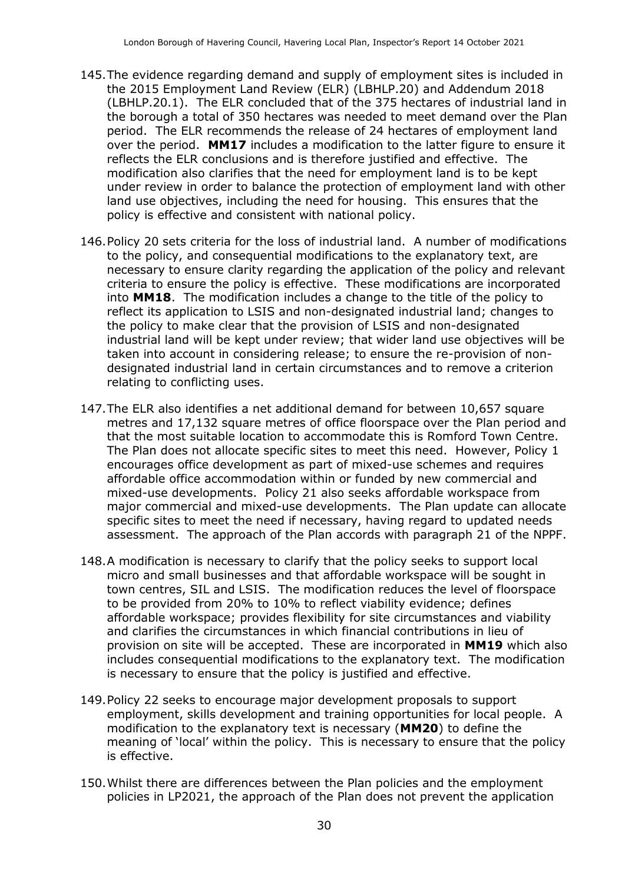145. The evidence regarding demand and supply of employment sites is included in the 2015 Employment Land Review (ELR) (LBHLP.20) and Addendum 2018 (LBHLP.20.1). The ELR concluded that of the 375 hectares of industrial land in the borough a total of 350 hectares was needed to meet demand over the Plan period. The ELR recommends the release of 24 hectares of employment land over the period. **MM17** includes a modification to the latter figure to ensure it reflects the ELR conclusions and is therefore justified and effective. The modification also clarifies that the need for employment land is to be kept under review in order to balance the protection of employment land with other land use objectives, including the need for housing. This ensures that the policy is effective and consistent with national policy.

146. Policy 20 sets criteria for the loss of industrial land. A number of modifications to the policy, and consequential modifications to the explanatory text, are necessary to ensure clarity regarding the application of the policy and relevant criteria to ensure the policy is effective. These modifications are incorporated into **MM18**. The modification includes a change to the title of the policy to reflect its application to LSIS and non-designated industrial land; changes to the policy to make clear that the provision of LSIS and non-designated industrial land will be kept under review; that wider land use objectives will be taken into account in considering release; to ensure the re-provision of non-designated industrial land in certain circumstances and to remove a criterion relating to conflicting uses.

147. The ELR also identifies a net additional demand for between 10,657 square metres and 17,132 square metres of office floorspace over the Plan period and that the most suitable location to accommodate this is Romford Town Centre. The Plan does not allocate specific sites to meet this need. However, Policy 1 encourages office development as part of mixed-use schemes and requires affordable office accommodation within or funded by new commercial and mixed-use developments. Policy 21 also seeks affordable workspace from major commercial and mixed-use developments. The Plan update can allocate specific sites to meet the need if necessary, having regard to updated needs assessment. The approach of the Plan accords with paragraph 21 of the NPPF.

148. A modification is necessary to clarify that the policy seeks to support local micro and small businesses and that affordable workspace will be sought in town centres, SIL and LSIS. The modification reduces the level of floorspace to be provided from 20% to 10% to reflect viability evidence; defines affordable workspace; provides flexibility for site circumstances and viability and clarifies the circumstances in which financial contributions in lieu of provision on site will be accepted. These are incorporated in **MM19** which also includes consequential modifications to the explanatory text. The modification is necessary to ensure that the policy is justified and effective.

149. Policy 22 seeks to encourage major development proposals to support employment, skills development and training opportunities for local people. A modification to the explanatory text is necessary (**MM20**) to define the meaning of 'local' within the policy. This is necessary to ensure that the policy is effective.

150. Whilst there are differences between the Plan policies and the employment policies in LP2021, the approach of the Plan does not prevent the application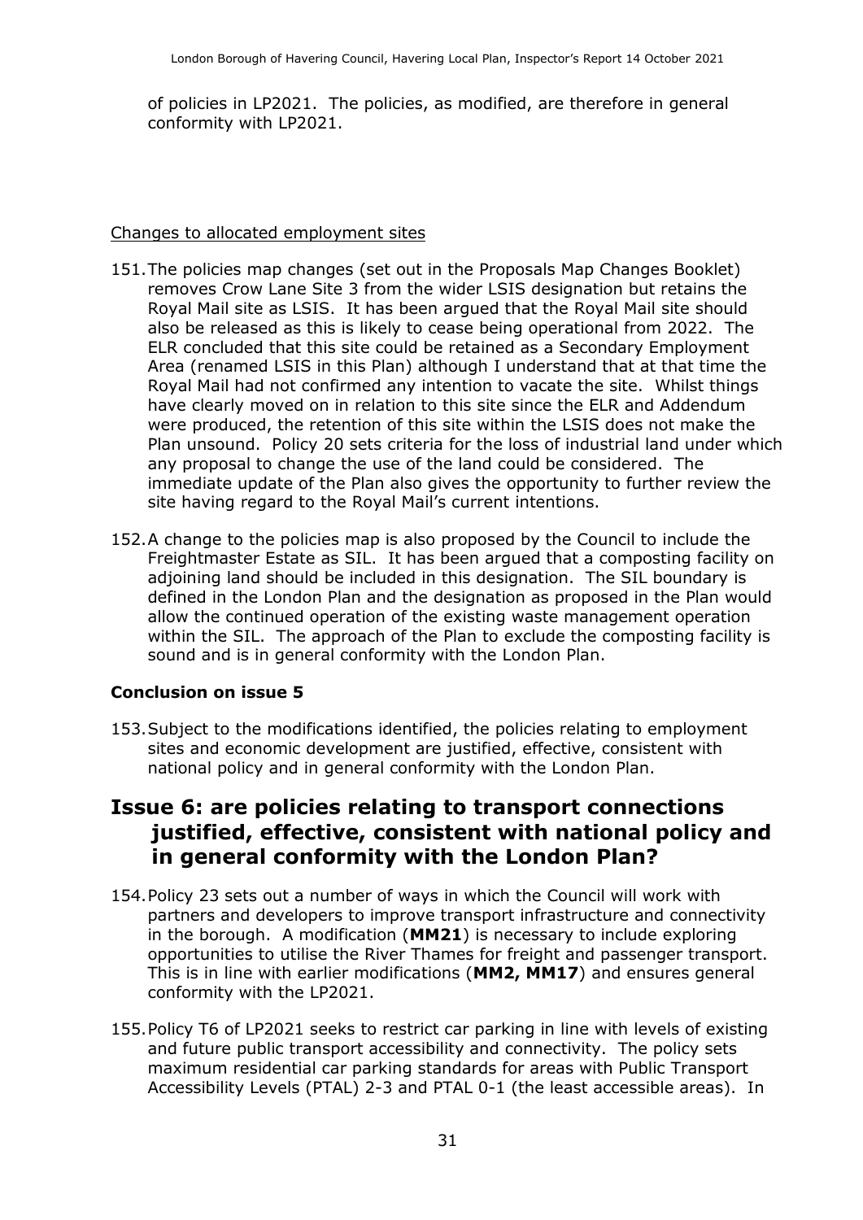of policies in LP2021. The policies, as modified, are therefore in general conformity with LP2021.

Changes to allocated employment sites

151. The policies map changes (set out in the Proposals Map Changes Booklet) removes Crow Lane Site 3 from the wider LSIS designation but retains the Royal Mail site as LSIS. It has been argued that the Royal Mail site should also be released as this is likely to cease being operational from 2022. The ELR concluded that this site could be retained as a Secondary Employment Area (renamed LSIS in this Plan) although I understand that at that time the Royal Mail had not confirmed any intention to vacate the site. Whilst things have clearly moved on in relation to this site since the ELR and Addendum were produced, the retention of this site within the LSIS does not make the Plan unsound. Policy 20 sets criteria for the loss of industrial land under which any proposal to change the use of the land could be considered. The immediate update of the Plan also gives the opportunity to further review the site having regard to the Royal Mail's current intentions.

152. A change to the policies map is also proposed by the Council to include the Freightmaster Estate as SIL. It has been argued that a composting facility on adjoining land should be included in this designation. The SIL boundary is defined in the London Plan and the designation as proposed in the Plan would allow the continued operation of the existing waste management operation within the SIL. The approach of the Plan to exclude the composting facility is sound and is in general conformity with the London Plan.

### Conclusion on issue 5

153. Subject to the modifications identified, the policies relating to employment sites and economic development are justified, effective, consistent with national policy and in general conformity with the London Plan.

## Issue 6: are policies relating to transport connections justified, effective, consistent with national policy and in general conformity with the London Plan?

154. Policy 23 sets out a number of ways in which the Council will work with partners and developers to improve transport infrastructure and connectivity in the borough. A modification (**MM21**) is necessary to include exploring opportunities to utilise the River Thames for freight and passenger transport. This is in line with earlier modifications (**MM2, MM17**) and ensures general conformity with the LP2021.

155. Policy T6 of LP2021 seeks to restrict car parking in line with levels of existing and future public transport accessibility and connectivity. The policy sets maximum residential car parking standards for areas with Public Transport Accessibility Levels (PTAL) 2-3 and PTAL 0-1 (the least accessible areas). In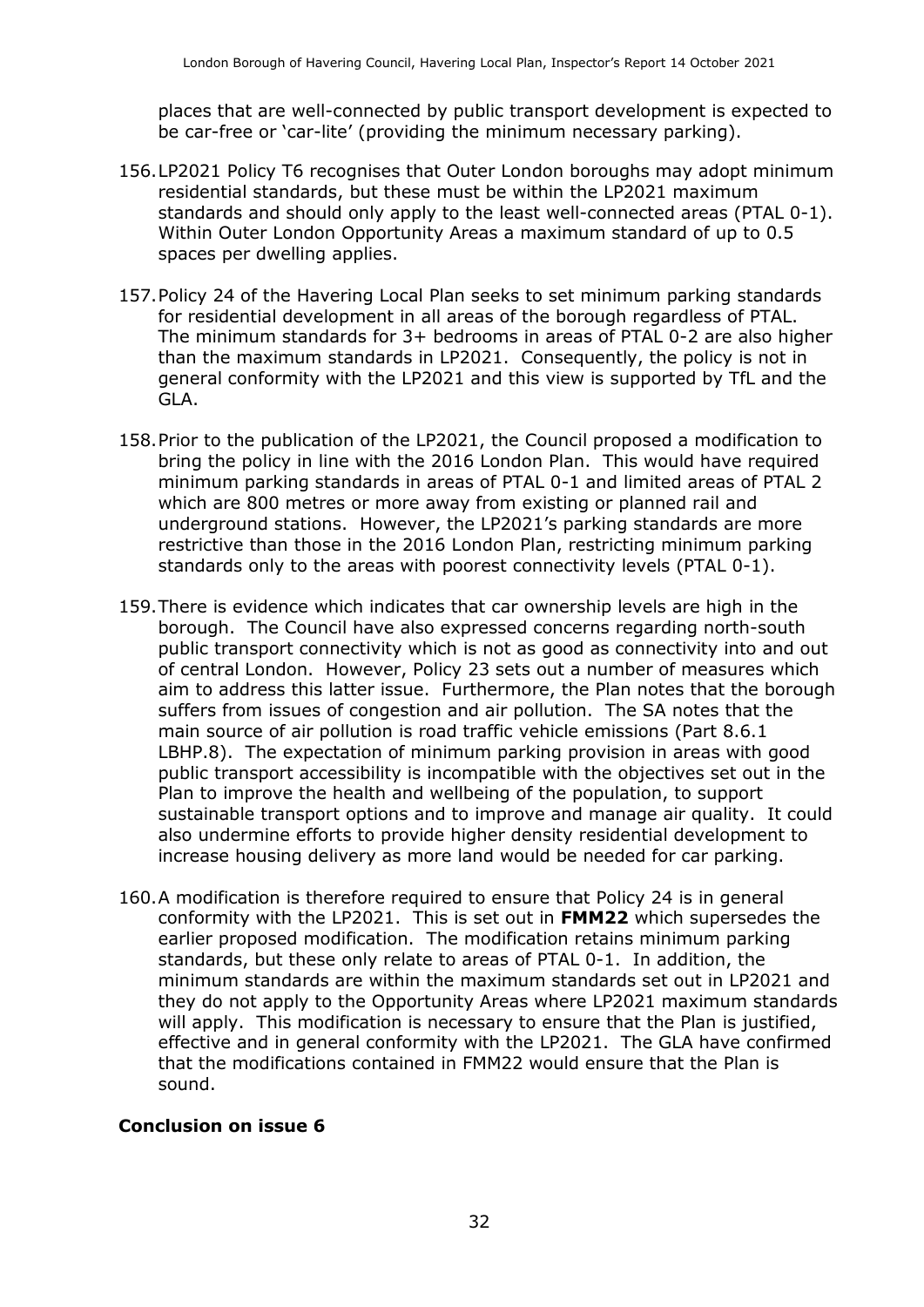places that are well-connected by public transport development is expected to be car-free or 'car-lite' (providing the minimum necessary parking).

156. LP2021 Policy T6 recognises that Outer London boroughs may adopt minimum residential standards, but these must be within the LP2021 maximum standards and should only apply to the least well-connected areas (PTAL 0-1). Within Outer London Opportunity Areas a maximum standard of up to 0.5 spaces per dwelling applies.

157. Policy 24 of the Havering Local Plan seeks to set minimum parking standards for residential development in all areas of the borough regardless of PTAL. The minimum standards for 3+ bedrooms in areas of PTAL 0-2 are also higher than the maximum standards in LP2021. Consequently, the policy is not in general conformity with the LP2021 and this view is supported by TfL and the GLA.

158. Prior to the publication of the LP2021, the Council proposed a modification to bring the policy in line with the 2016 London Plan. This would have required minimum parking standards in areas of PTAL 0-1 and limited areas of PTAL 2 which are 800 metres or more away from existing or planned rail and underground stations. However, the LP2021's parking standards are more restrictive than those in the 2016 London Plan, restricting minimum parking standards only to the areas with poorest connectivity levels (PTAL 0-1).

159. There is evidence which indicates that car ownership levels are high in the borough. The Council have also expressed concerns regarding north-south public transport connectivity which is not as good as connectivity into and out of central London. However, Policy 23 sets out a number of measures which aim to address this latter issue. Furthermore, the Plan notes that the borough suffers from issues of congestion and air pollution. The SA notes that the main source of air pollution is road traffic vehicle emissions (Part 8.6.1 LBHP.8). The expectation of minimum parking provision in areas with good public transport accessibility is incompatible with the objectives set out in the Plan to improve the health and wellbeing of the population, to support sustainable transport options and to improve and manage air quality. It could also undermine efforts to provide higher density residential development to increase housing delivery as more land would be needed for car parking.

160. A modification is therefore required to ensure that Policy 24 is in general conformity with the LP2021. This is set out in **FMM22** which supersedes the earlier proposed modification. The modification retains minimum parking standards, but these only relate to areas of PTAL 0-1. In addition, the minimum standards are within the maximum standards set out in LP2021 and they do not apply to the Opportunity Areas where LP2021 maximum standards will apply. This modification is necessary to ensure that the Plan is justified, effective and in general conformity with the LP2021. The GLA have confirmed that the modifications contained in FMM22 would ensure that the Plan is sound.

### Conclusion on issue 6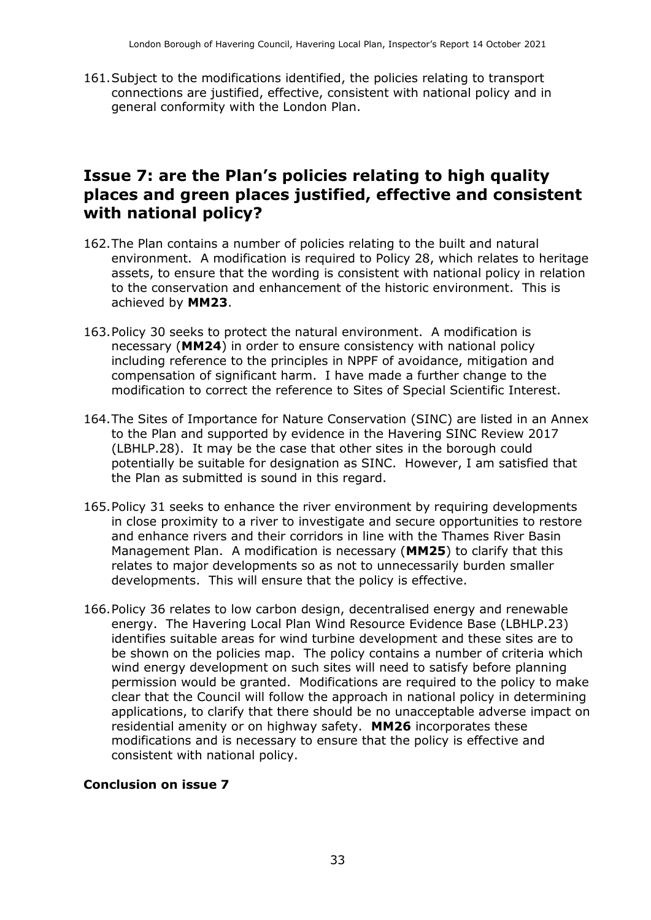161. Subject to the modifications identified, the policies relating to transport connections are justified, effective, consistent with national policy and in general conformity with the London Plan.

## Issue 7: are the Plan's policies relating to high quality places and green places justified, effective and consistent with national policy?

162. The Plan contains a number of policies relating to the built and natural environment. A modification is required to Policy 28, which relates to heritage assets, to ensure that the wording is consistent with national policy in relation to the conservation and enhancement of the historic environment. This is achieved by **MM23**.

163. Policy 30 seeks to protect the natural environment. A modification is necessary (**MM24**) in order to ensure consistency with national policy including reference to the principles in NPPF of avoidance, mitigation and compensation of significant harm. I have made a further change to the modification to correct the reference to Sites of Special Scientific Interest.

164. The Sites of Importance for Nature Conservation (SINC) are listed in an Annex to the Plan and supported by evidence in the Havering SINC Review 2017 (LBHLP.28). It may be the case that other sites in the borough could potentially be suitable for designation as SINC. However, I am satisfied that the Plan as submitted is sound in this regard.

165. Policy 31 seeks to enhance the river environment by requiring developments in close proximity to a river to investigate and secure opportunities to restore and enhance rivers and their corridors in line with the Thames River Basin Management Plan. A modification is necessary (**MM25**) to clarify that this relates to major developments so as not to unnecessarily burden smaller developments. This will ensure that the policy is effective.

166. Policy 36 relates to low carbon design, decentralised energy and renewable energy. The Havering Local Plan Wind Resource Evidence Base (LBHLP.23) identifies suitable areas for wind turbine development and these sites are to be shown on the policies map. The policy contains a number of criteria which wind energy development on such sites will need to satisfy before planning permission would be granted. Modifications are required to the policy to make clear that the Council will follow the approach in national policy in determining applications, to clarify that there should be no unacceptable adverse impact on residential amenity or on highway safety. **MM26** incorporates these modifications and is necessary to ensure that the policy is effective and consistent with national policy.

### Conclusion on issue 7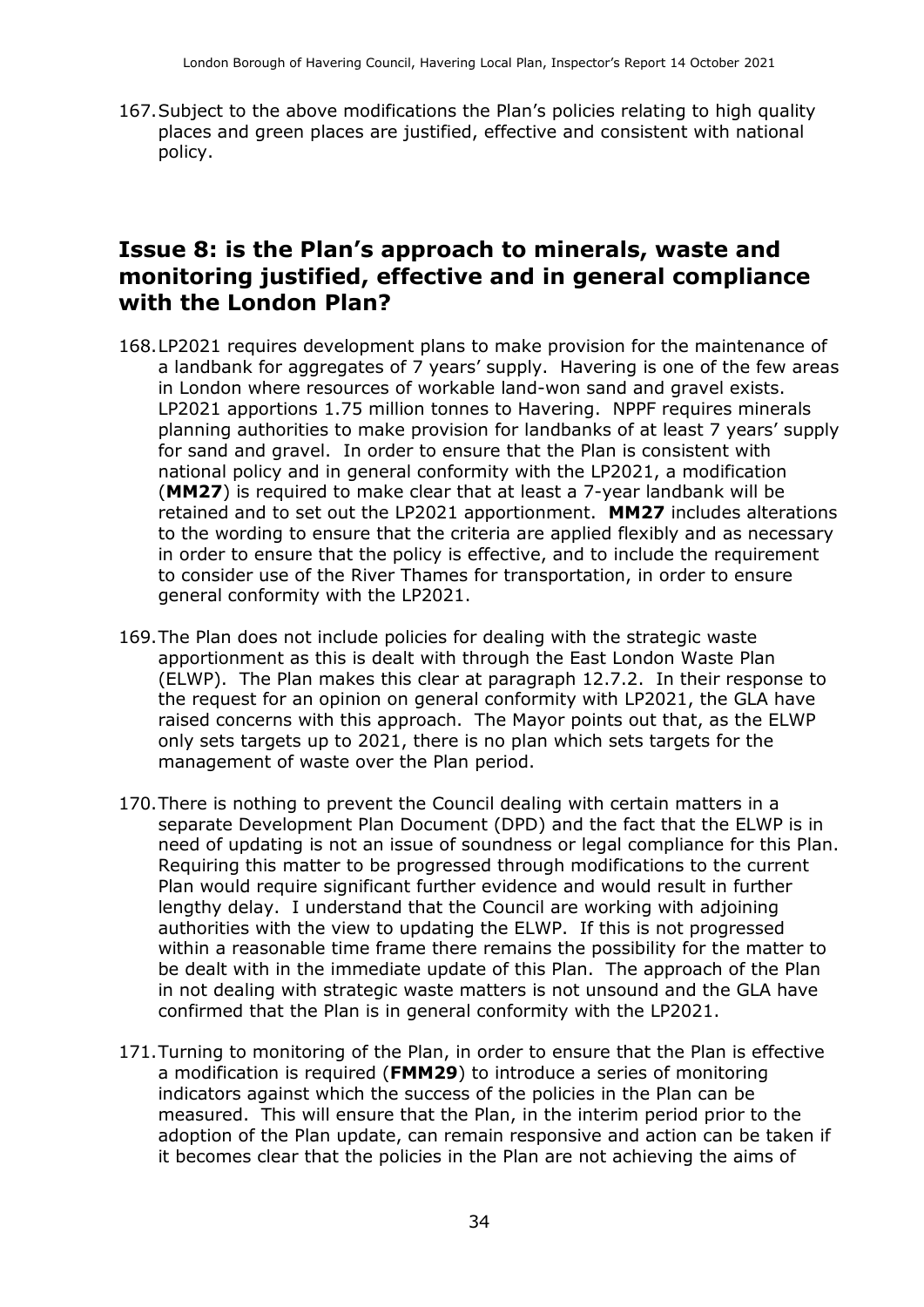167. Subject to the above modifications the Plan's policies relating to high quality places and green places are justified, effective and consistent with national policy.

## Issue 8: is the Plan's approach to minerals, waste and monitoring justified, effective and in general compliance with the London Plan?

168. LP2021 requires development plans to make provision for the maintenance of a landbank for aggregates of 7 years' supply. Havering is one of the few areas in London where resources of workable land-won sand and gravel exists. LP2021 apportions 1.75 million tonnes to Havering. NPPF requires minerals planning authorities to make provision for landbanks of at least 7 years' supply for sand and gravel. In order to ensure that the Plan is consistent with national policy and in general conformity with the LP2021, a modification (**MM27**) is required to make clear that at least a 7-year landbank will be retained and to set out the LP2021 apportionment. **MM27** includes alterations to the wording to ensure that the criteria are applied flexibly and as necessary in order to ensure that the policy is effective, and to include the requirement to consider use of the River Thames for transportation, in order to ensure general conformity with the LP2021.

169. The Plan does not include policies for dealing with the strategic waste apportionment as this is dealt with through the East London Waste Plan (ELWP). The Plan makes this clear at paragraph 12.7.2. In their response to the request for an opinion on general conformity with LP2021, the GLA have raised concerns with this approach. The Mayor points out that, as the ELWP only sets targets up to 2021, there is no plan which sets targets for the management of waste over the Plan period.

170. There is nothing to prevent the Council dealing with certain matters in a separate Development Plan Document (DPD) and the fact that the ELWP is in need of updating is not an issue of soundness or legal compliance for this Plan. Requiring this matter to be progressed through modifications to the current Plan would require significant further evidence and would result in further lengthy delay. I understand that the Council are working with adjoining authorities with the view to updating the ELWP. If this is not progressed within a reasonable time frame there remains the possibility for the matter to be dealt with in the immediate update of this Plan. The approach of the Plan in not dealing with strategic waste matters is not unsound and the GLA have confirmed that the Plan is in general conformity with the LP2021.

171. Turning to monitoring of the Plan, in order to ensure that the Plan is effective a modification is required (**FMM29**) to introduce a series of monitoring indicators against which the success of the policies in the Plan can be measured. This will ensure that the Plan, in the interim period prior to the adoption of the Plan update, can remain responsive and action can be taken if it becomes clear that the policies in the Plan are not achieving the aims of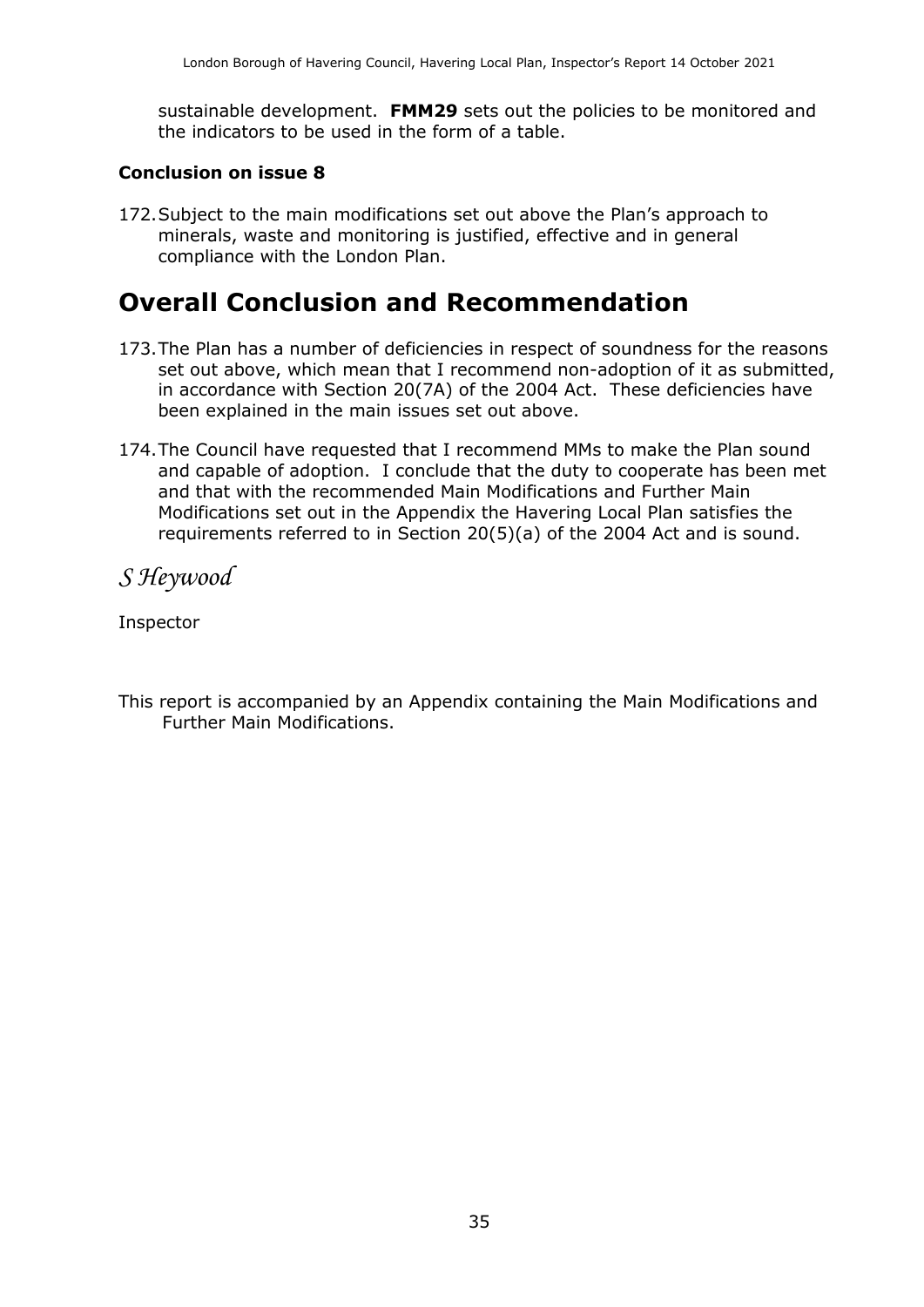sustainable development. **FMM29** sets out the policies to be monitored and the indicators to be used in the form of a table.

### Conclusion on issue 8

172. Subject to the main modifications set out above the Plan's approach to minerals, waste and monitoring is justified, effective and in general compliance with the London Plan.

# Overall Conclusion and Recommendation

173. The Plan has a number of deficiencies in respect of soundness for the reasons set out above, which mean that I recommend non-adoption of it as submitted, in accordance with Section 20(7A) of the 2004 Act. These deficiencies have been explained in the main issues set out above.

174. The Council have requested that I recommend MMs to make the Plan sound and capable of adoption. I conclude that the duty to cooperate has been met and that with the recommended Main Modifications and Further Main Modifications set out in the Appendix the Havering Local Plan satisfies the requirements referred to in Section 20(5)(a) of the 2004 Act and is sound.

*S Heywood*

Inspector

This report is accompanied by an Appendix containing the Main Modifications and Further Main Modifications.